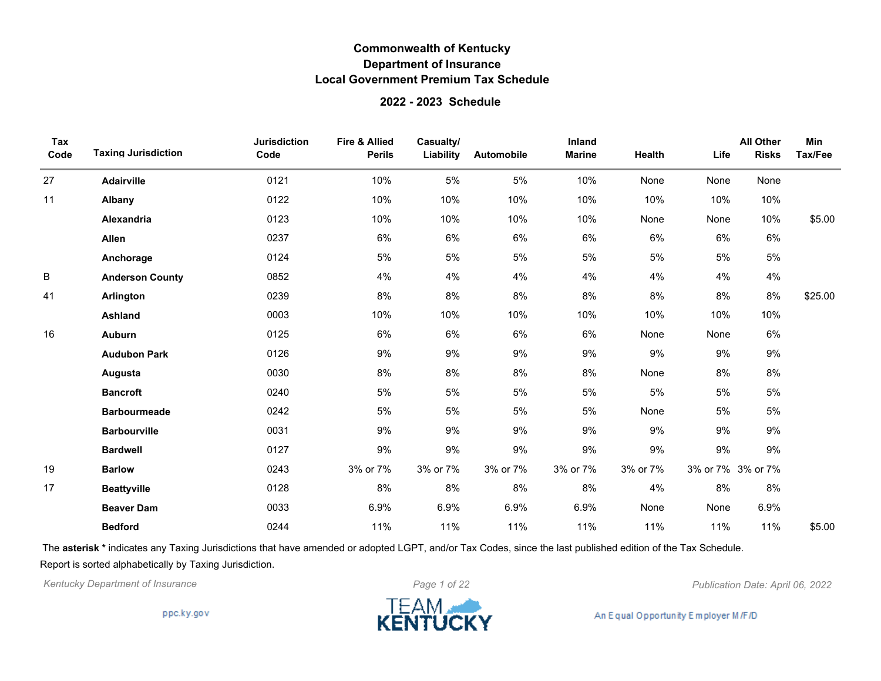# Commonwealth of Kentucky
## Department of Insurance
## Local Government Premium Tax Schedule

### 2022 - 2023 Schedule

| Tax Code | Taxing Jurisdiction | Jurisdiction Code | Fire & Allied Perils | Casualty/ Liability | Automobile | Inland Marine | Health | Life | All Other Risks | Min Tax/Fee |
|---|---|---|---|---|---|---|---|---|---|---|
| 27 | **Adairville** | 0121 | 10% | 5% | 5% | 10% | None | None | None | |
| 11 | **Albany** | 0122 | 10% | 10% | 10% | 10% | 10% | 10% | 10% | |
| | **Alexandria** | 0123 | 10% | 10% | 10% | 10% | None | None | 10% | $5.00 |
| | **Allen** | 0237 | 6% | 6% | 6% | 6% | 6% | 6% | 6% | |
| | **Anchorage** | 0124 | 5% | 5% | 5% | 5% | 5% | 5% | 5% | |
| B | **Anderson County** | 0852 | 4% | 4% | 4% | 4% | 4% | 4% | 4% | |
| 41 | **Arlington** | 0239 | 8% | 8% | 8% | 8% | 8% | 8% | 8% | $25.00 |
| | **Ashland** | 0003 | 10% | 10% | 10% | 10% | 10% | 10% | 10% | |
| 16 | **Auburn** | 0125 | 6% | 6% | 6% | 6% | None | None | 6% | |
| | **Audubon Park** | 0126 | 9% | 9% | 9% | 9% | 9% | 9% | 9% | |
| | **Augusta** | 0030 | 8% | 8% | 8% | 8% | None | 8% | 8% | |
| | **Bancroft** | 0240 | 5% | 5% | 5% | 5% | 5% | 5% | 5% | |
| | **Barbourmeade** | 0242 | 5% | 5% | 5% | 5% | None | 5% | 5% | |
| | **Barbourville** | 0031 | 9% | 9% | 9% | 9% | 9% | 9% | 9% | |
| | **Bardwell** | 0127 | 9% | 9% | 9% | 9% | 9% | 9% | 9% | |
| 19 | **Barlow** | 0243 | 3% or 7% | 3% or 7% | 3% or 7% | 3% or 7% | 3% or 7% | 3% or 7% | 3% or 7% | |
| 17 | **Beattyville** | 0128 | 8% | 8% | 8% | 8% | 4% | 8% | 8% | |
| | **Beaver Dam** | 0033 | 6.9% | 6.9% | 6.9% | 6.9% | None | None | 6.9% | |
| | **Bedford** | 0244 | 11% | 11% | 11% | 11% | 11% | 11% | 11% | $5.00 |

The **asterisk *** indicates any Taxing Jurisdictions that have amended or adopted LGPT, and/or Tax Codes, since the last published edition of the Tax Schedule.

Report is sorted alphabetically by Taxing Jurisdiction.

*Kentucky Department of Insurance*

*Publication Date: April 06, 2022*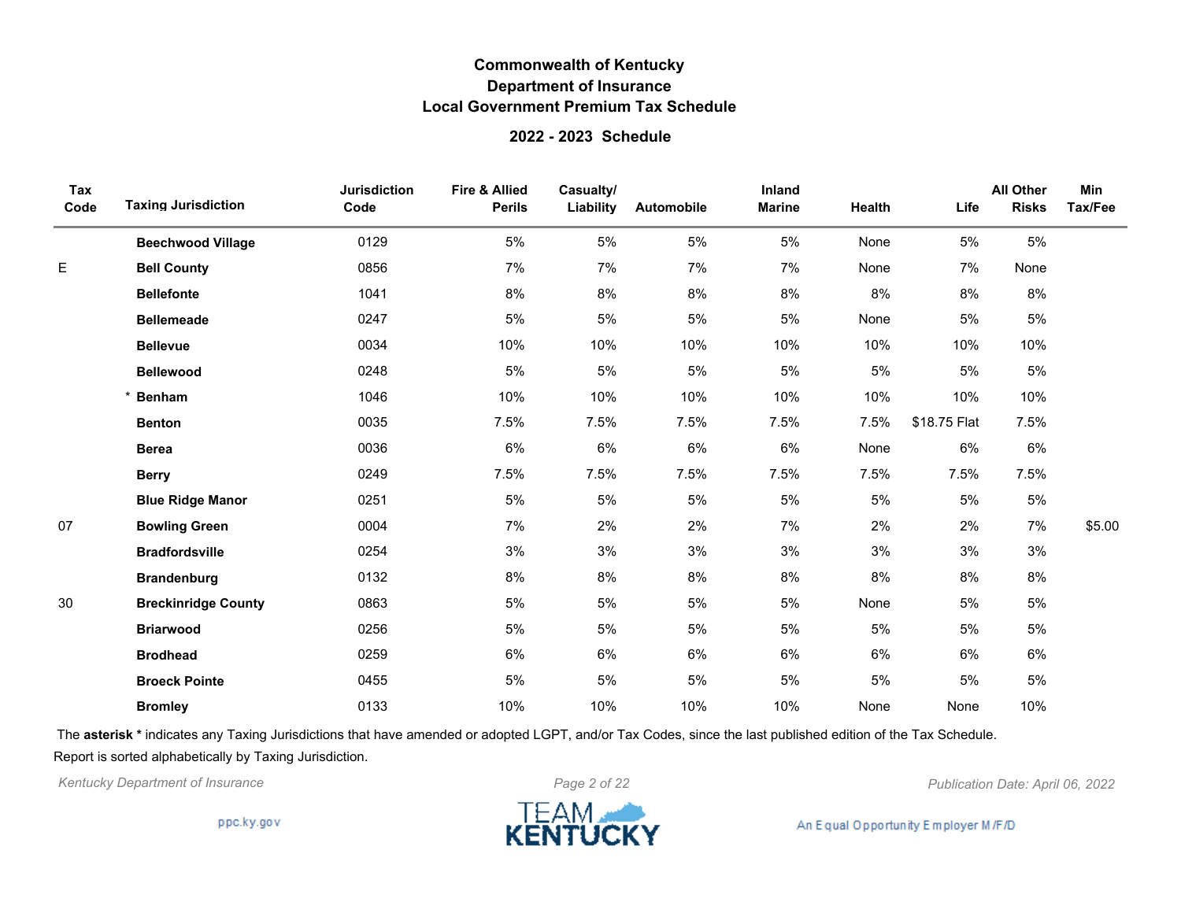# Commonwealth of Kentucky
## Department of Insurance
## Local Government Premium Tax Schedule

### 2022 - 2023 Schedule

| Tax Code | Taxing Jurisdiction | Jurisdiction Code | Fire & Allied Perils | Casualty/ Liability | Automobile | Inland Marine | Health | Life | All Other Risks | Min Tax/Fee |
|---|---|---|---|---|---|---|---|---|---|---|
| | **Beechwood Village** | 0129 | 5% | 5% | 5% | 5% | None | 5% | 5% | |
| E | **Bell County** | 0856 | 7% | 7% | 7% | 7% | None | 7% | None | |
| | **Bellefonte** | 1041 | 8% | 8% | 8% | 8% | 8% | 8% | 8% | |
| | **Bellemeade** | 0247 | 5% | 5% | 5% | 5% | None | 5% | 5% | |
| | **Bellevue** | 0034 | 10% | 10% | 10% | 10% | 10% | 10% | 10% | |
| | **Bellewood** | 0248 | 5% | 5% | 5% | 5% | 5% | 5% | 5% | |
| | * **Benham** | 1046 | 10% | 10% | 10% | 10% | 10% | 10% | 10% | |
| | **Benton** | 0035 | 7.5% | 7.5% | 7.5% | 7.5% | 7.5% | $18.75 Flat | 7.5% | |
| | **Berea** | 0036 | 6% | 6% | 6% | 6% | None | 6% | 6% | |
| | **Berry** | 0249 | 7.5% | 7.5% | 7.5% | 7.5% | 7.5% | 7.5% | 7.5% | |
| | **Blue Ridge Manor** | 0251 | 5% | 5% | 5% | 5% | 5% | 5% | 5% | |
| 07 | **Bowling Green** | 0004 | 7% | 2% | 2% | 7% | 2% | 2% | 7% | $5.00 |
| | **Bradfordsville** | 0254 | 3% | 3% | 3% | 3% | 3% | 3% | 3% | |
| | **Brandenburg** | 0132 | 8% | 8% | 8% | 8% | 8% | 8% | 8% | |
| 30 | **Breckinridge County** | 0863 | 5% | 5% | 5% | 5% | None | 5% | 5% | |
| | **Briarwood** | 0256 | 5% | 5% | 5% | 5% | 5% | 5% | 5% | |
| | **Brodhead** | 0259 | 6% | 6% | 6% | 6% | 6% | 6% | 6% | |
| | **Broeck Pointe** | 0455 | 5% | 5% | 5% | 5% | 5% | 5% | 5% | |
| | **Bromley** | 0133 | 10% | 10% | 10% | 10% | None | None | 10% | |

The **asterisk *** indicates any Taxing Jurisdictions that have amended or adopted LGPT, and/or Tax Codes, since the last published edition of the Tax Schedule.

Report is sorted alphabetically by Taxing Jurisdiction.

*Kentucky Department of Insurance* — *Publication Date: April 06, 2022*

ppc.ky.gov — TEAM KENTUCKY — An Equal Opportunity Employer M/F/D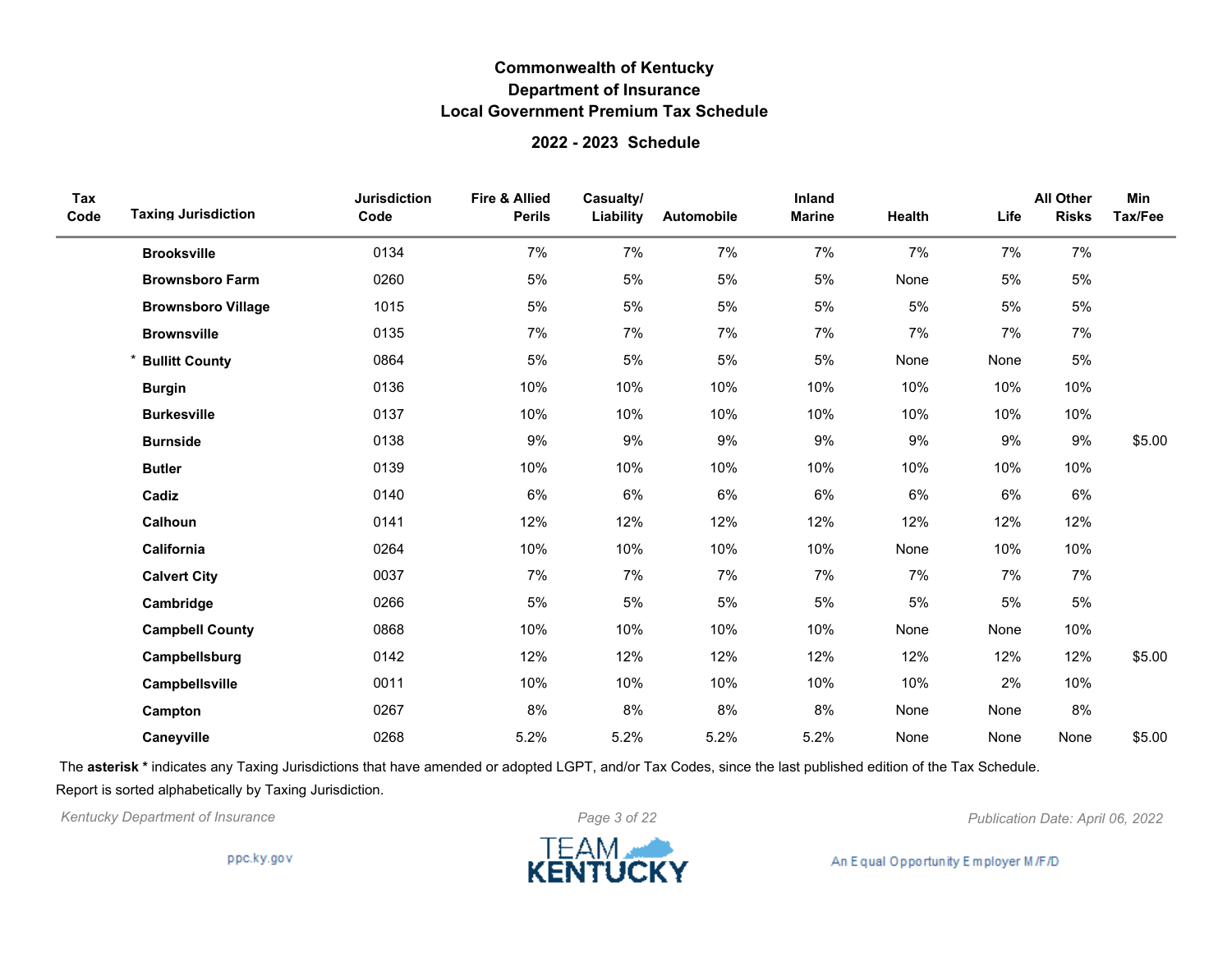## Commonwealth of Kentucky
## Department of Insurance
## Local Government Premium Tax Schedule

### 2022 - 2023 Schedule

| Tax Code | Taxing Jurisdiction | Jurisdiction Code | Fire & Allied Perils | Casualty/ Liability | Automobile | Inland Marine | Health | Life | All Other Risks | Min Tax/Fee |
|---|---|---|---|---|---|---|---|---|---|---|
| | **Brooksville** | 0134 | 7% | 7% | 7% | 7% | 7% | 7% | 7% | |
| | **Brownsboro Farm** | 0260 | 5% | 5% | 5% | 5% | None | 5% | 5% | |
| | **Brownsboro Village** | 1015 | 5% | 5% | 5% | 5% | 5% | 5% | 5% | |
| | **Brownsville** | 0135 | 7% | 7% | 7% | 7% | 7% | 7% | 7% | |
| * | **Bullitt County** | 0864 | 5% | 5% | 5% | 5% | None | None | 5% | |
| | **Burgin** | 0136 | 10% | 10% | 10% | 10% | 10% | 10% | 10% | |
| | **Burkesville** | 0137 | 10% | 10% | 10% | 10% | 10% | 10% | 10% | |
| | **Burnside** | 0138 | 9% | 9% | 9% | 9% | 9% | 9% | 9% | $5.00 |
| | **Butler** | 0139 | 10% | 10% | 10% | 10% | 10% | 10% | 10% | |
| | **Cadiz** | 0140 | 6% | 6% | 6% | 6% | 6% | 6% | 6% | |
| | **Calhoun** | 0141 | 12% | 12% | 12% | 12% | 12% | 12% | 12% | |
| | **California** | 0264 | 10% | 10% | 10% | 10% | None | 10% | 10% | |
| | **Calvert City** | 0037 | 7% | 7% | 7% | 7% | 7% | 7% | 7% | |
| | **Cambridge** | 0266 | 5% | 5% | 5% | 5% | 5% | 5% | 5% | |
| | **Campbell County** | 0868 | 10% | 10% | 10% | 10% | None | None | 10% | |
| | **Campbellsburg** | 0142 | 12% | 12% | 12% | 12% | 12% | 12% | 12% | $5.00 |
| | **Campbellsville** | 0011 | 10% | 10% | 10% | 10% | 10% | 2% | 10% | |
| | **Campton** | 0267 | 8% | 8% | 8% | 8% | None | None | 8% | |
| | **Caneyville** | 0268 | 5.2% | 5.2% | 5.2% | 5.2% | None | None | None | $5.00 |

The **asterisk *** indicates any Taxing Jurisdictions that have amended or adopted LGPT, and/or Tax Codes, since the last published edition of the Tax Schedule.

Report is sorted alphabetically by Taxing Jurisdiction.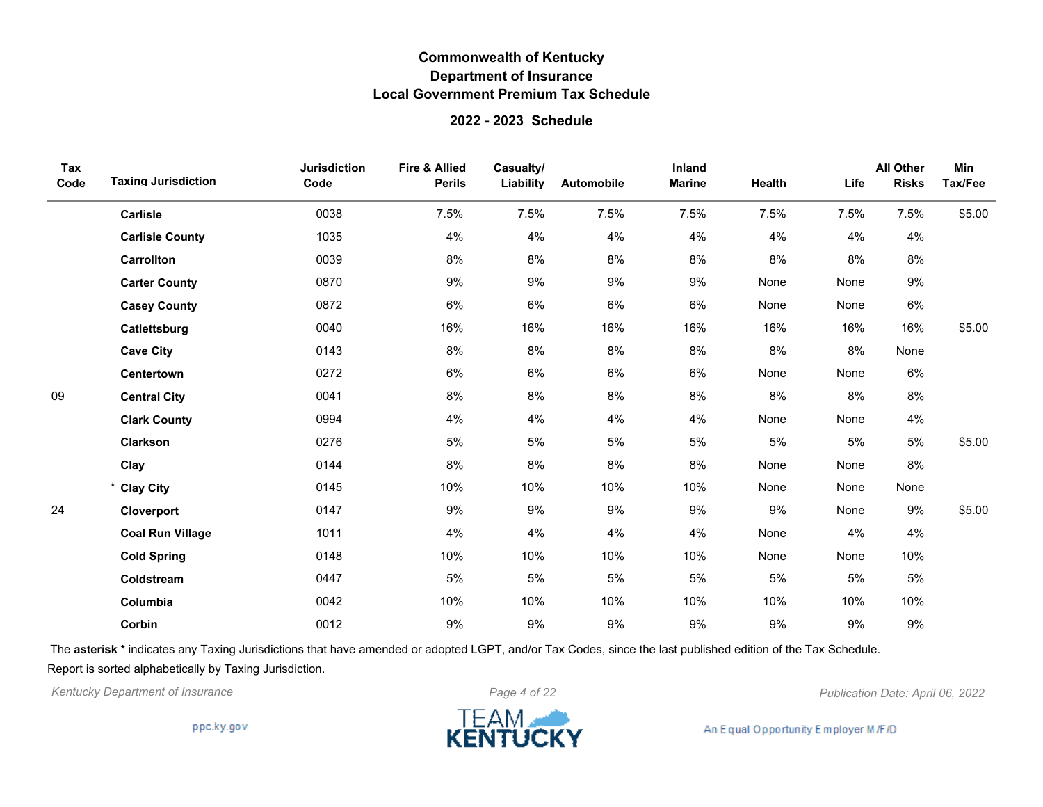# Commonwealth of Kentucky
## Department of Insurance
## Local Government Premium Tax Schedule

### 2022 - 2023 Schedule

| Tax Code | Taxing Jurisdiction | Jurisdiction Code | Fire & Allied Perils | Casualty/ Liability | Automobile | Inland Marine | Health | Life | All Other Risks | Min Tax/Fee |
|---|---|---|---|---|---|---|---|---|---|---|
| | **Carlisle** | 0038 | 7.5% | 7.5% | 7.5% | 7.5% | 7.5% | 7.5% | 7.5% | $5.00 |
| | **Carlisle County** | 1035 | 4% | 4% | 4% | 4% | 4% | 4% | 4% | |
| | **Carrollton** | 0039 | 8% | 8% | 8% | 8% | 8% | 8% | 8% | |
| | **Carter County** | 0870 | 9% | 9% | 9% | 9% | None | None | 9% | |
| | **Casey County** | 0872 | 6% | 6% | 6% | 6% | None | None | 6% | |
| | **Catlettsburg** | 0040 | 16% | 16% | 16% | 16% | 16% | 16% | 16% | $5.00 |
| | **Cave City** | 0143 | 8% | 8% | 8% | 8% | 8% | 8% | None | |
| | **Centertown** | 0272 | 6% | 6% | 6% | 6% | None | None | 6% | |
| 09 | **Central City** | 0041 | 8% | 8% | 8% | 8% | 8% | 8% | 8% | |
| | **Clark County** | 0994 | 4% | 4% | 4% | 4% | None | None | 4% | |
| | **Clarkson** | 0276 | 5% | 5% | 5% | 5% | 5% | 5% | 5% | $5.00 |
| | **Clay** | 0144 | 8% | 8% | 8% | 8% | None | None | 8% | |
| | * **Clay City** | 0145 | 10% | 10% | 10% | 10% | None | None | None | |
| 24 | **Cloverport** | 0147 | 9% | 9% | 9% | 9% | 9% | None | 9% | $5.00 |
| | **Coal Run Village** | 1011 | 4% | 4% | 4% | 4% | None | 4% | 4% | |
| | **Cold Spring** | 0148 | 10% | 10% | 10% | 10% | None | None | 10% | |
| | **Coldstream** | 0447 | 5% | 5% | 5% | 5% | 5% | 5% | 5% | |
| | **Columbia** | 0042 | 10% | 10% | 10% | 10% | 10% | 10% | 10% | |
| | **Corbin** | 0012 | 9% | 9% | 9% | 9% | 9% | 9% | 9% | |

The **asterisk *** indicates any Taxing Jurisdictions that have amended or adopted LGPT, and/or Tax Codes, since the last published edition of the Tax Schedule.

Report is sorted alphabetically by Taxing Jurisdiction.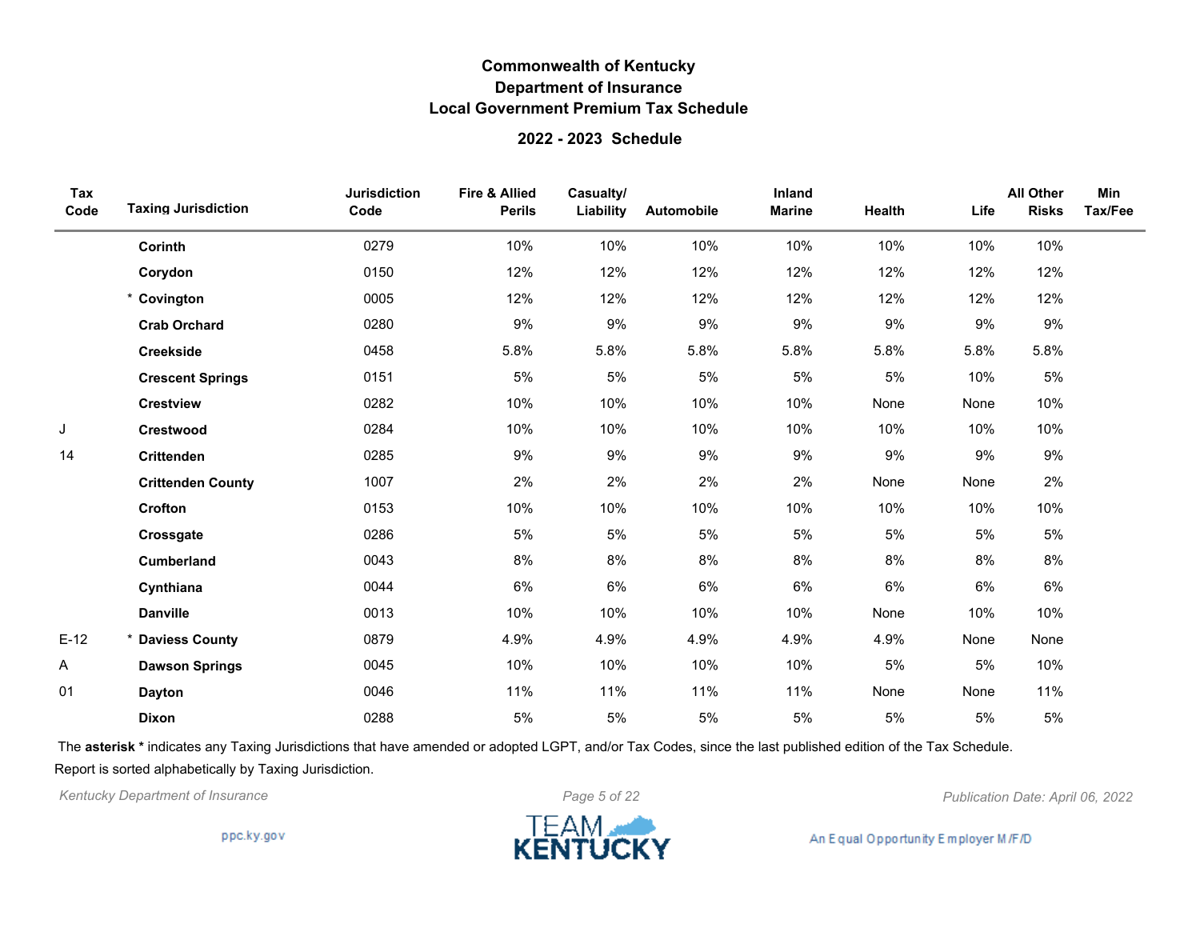# Commonwealth of Kentucky
## Department of Insurance
## Local Government Premium Tax Schedule

### 2022 - 2023 Schedule

| Tax Code | Taxing Jurisdiction | Jurisdiction Code | Fire & Allied Perils | Casualty/ Liability | Automobile | Inland Marine | Health | Life | All Other Risks | Min Tax/Fee |
|---|---|---|---|---|---|---|---|---|---|---|
| | **Corinth** | 0279 | 10% | 10% | 10% | 10% | 10% | 10% | 10% | |
| | **Corydon** | 0150 | 12% | 12% | 12% | 12% | 12% | 12% | 12% | |
| | * **Covington** | 0005 | 12% | 12% | 12% | 12% | 12% | 12% | 12% | |
| | **Crab Orchard** | 0280 | 9% | 9% | 9% | 9% | 9% | 9% | 9% | |
| | **Creekside** | 0458 | 5.8% | 5.8% | 5.8% | 5.8% | 5.8% | 5.8% | 5.8% | |
| | **Crescent Springs** | 0151 | 5% | 5% | 5% | 5% | 5% | 10% | 5% | |
| | **Crestview** | 0282 | 10% | 10% | 10% | 10% | None | None | 10% | |
| J | **Crestwood** | 0284 | 10% | 10% | 10% | 10% | 10% | 10% | 10% | |
| 14 | **Crittenden** | 0285 | 9% | 9% | 9% | 9% | 9% | 9% | 9% | |
| | **Crittenden County** | 1007 | 2% | 2% | 2% | 2% | None | None | 2% | |
| | **Crofton** | 0153 | 10% | 10% | 10% | 10% | 10% | 10% | 10% | |
| | **Crossgate** | 0286 | 5% | 5% | 5% | 5% | 5% | 5% | 5% | |
| | **Cumberland** | 0043 | 8% | 8% | 8% | 8% | 8% | 8% | 8% | |
| | **Cynthiana** | 0044 | 6% | 6% | 6% | 6% | 6% | 6% | 6% | |
| | **Danville** | 0013 | 10% | 10% | 10% | 10% | None | 10% | 10% | |
| E-12 | * **Daviess County** | 0879 | 4.9% | 4.9% | 4.9% | 4.9% | 4.9% | None | None | |
| A | **Dawson Springs** | 0045 | 10% | 10% | 10% | 10% | 5% | 5% | 10% | |
| 01 | **Dayton** | 0046 | 11% | 11% | 11% | 11% | None | None | 11% | |
| | **Dixon** | 0288 | 5% | 5% | 5% | 5% | 5% | 5% | 5% | |

The **asterisk *** indicates any Taxing Jurisdictions that have amended or adopted LGPT, and/or Tax Codes, since the last published edition of the Tax Schedule.

Report is sorted alphabetically by Taxing Jurisdiction.

*Kentucky Department of Insurance*

*Publication Date: April 06, 2022*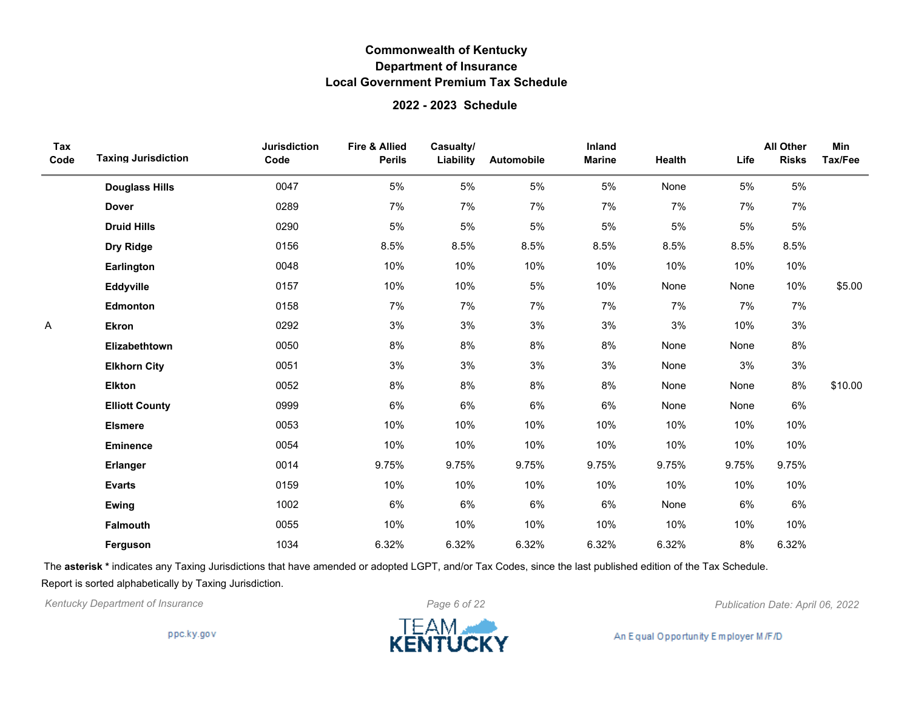# Commonwealth of Kentucky
## Department of Insurance
## Local Government Premium Tax Schedule

### 2022 - 2023 Schedule

| Tax Code | Taxing Jurisdiction | Jurisdiction Code | Fire & Allied Perils | Casualty/ Liability | Automobile | Inland Marine | Health | Life | All Other Risks | Min Tax/Fee |
|---|---|---|---|---|---|---|---|---|---|---|
| | **Douglass Hills** | 0047 | 5% | 5% | 5% | 5% | None | 5% | 5% | |
| | **Dover** | 0289 | 7% | 7% | 7% | 7% | 7% | 7% | 7% | |
| | **Druid Hills** | 0290 | 5% | 5% | 5% | 5% | 5% | 5% | 5% | |
| | **Dry Ridge** | 0156 | 8.5% | 8.5% | 8.5% | 8.5% | 8.5% | 8.5% | 8.5% | |
| | **Earlington** | 0048 | 10% | 10% | 10% | 10% | 10% | 10% | 10% | |
| | **Eddyville** | 0157 | 10% | 10% | 5% | 10% | None | None | 10% | $5.00 |
| | **Edmonton** | 0158 | 7% | 7% | 7% | 7% | 7% | 7% | 7% | |
| A | **Ekron** | 0292 | 3% | 3% | 3% | 3% | 3% | 10% | 3% | |
| | **Elizabethtown** | 0050 | 8% | 8% | 8% | 8% | None | None | 8% | |
| | **Elkhorn City** | 0051 | 3% | 3% | 3% | 3% | None | 3% | 3% | |
| | **Elkton** | 0052 | 8% | 8% | 8% | 8% | None | None | 8% | $10.00 |
| | **Elliott County** | 0999 | 6% | 6% | 6% | 6% | None | None | 6% | |
| | **Elsmere** | 0053 | 10% | 10% | 10% | 10% | 10% | 10% | 10% | |
| | **Eminence** | 0054 | 10% | 10% | 10% | 10% | 10% | 10% | 10% | |
| | **Erlanger** | 0014 | 9.75% | 9.75% | 9.75% | 9.75% | 9.75% | 9.75% | 9.75% | |
| | **Evarts** | 0159 | 10% | 10% | 10% | 10% | 10% | 10% | 10% | |
| | **Ewing** | 1002 | 6% | 6% | 6% | 6% | None | 6% | 6% | |
| | **Falmouth** | 0055 | 10% | 10% | 10% | 10% | 10% | 10% | 10% | |
| | **Ferguson** | 1034 | 6.32% | 6.32% | 6.32% | 6.32% | 6.32% | 8% | 6.32% | |

The **asterisk *** indicates any Taxing Jurisdictions that have amended or adopted LGPT, and/or Tax Codes, since the last published edition of the Tax Schedule.

Report is sorted alphabetically by Taxing Jurisdiction.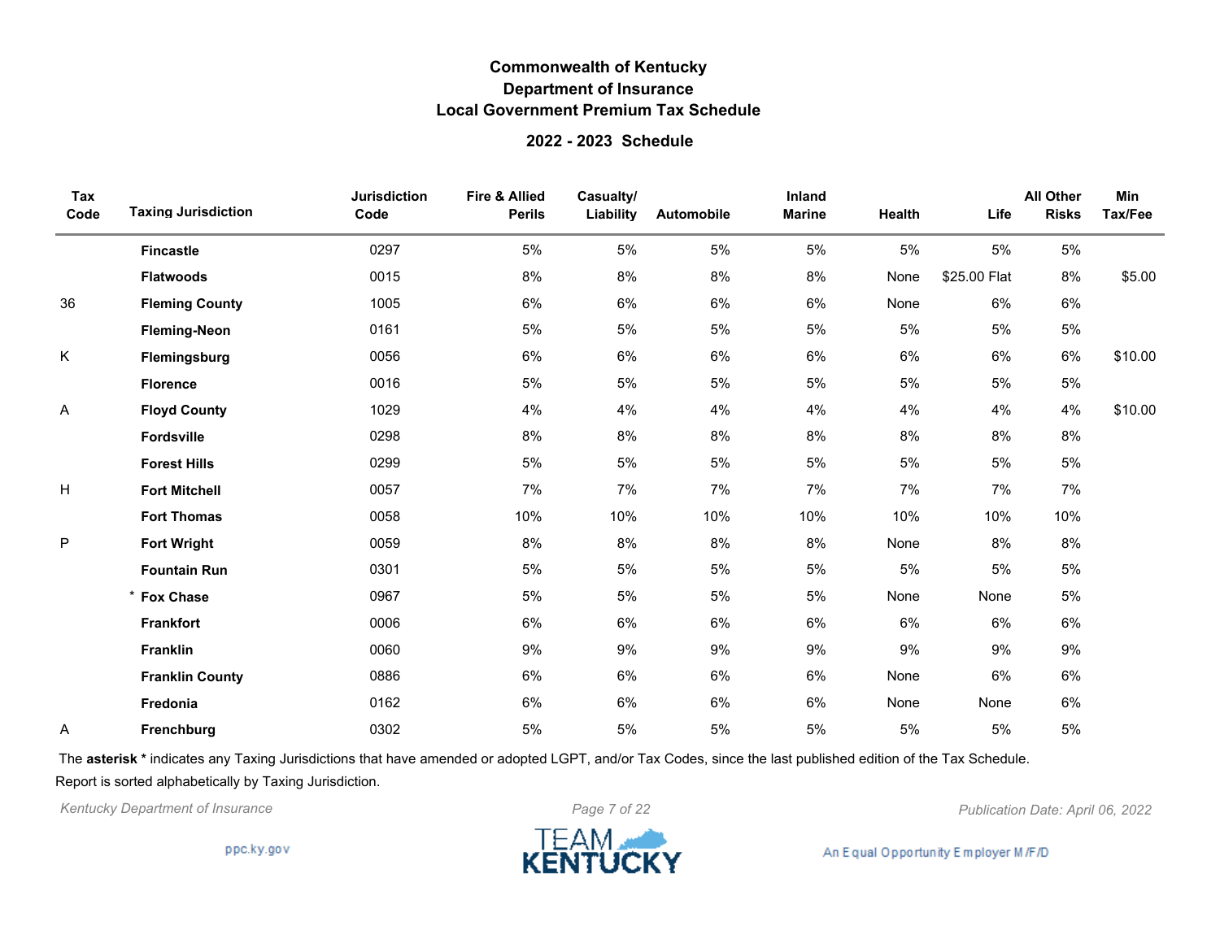# Commonwealth of Kentucky
## Department of Insurance
## Local Government Premium Tax Schedule

### 2022 - 2023 Schedule

| Tax Code | Taxing Jurisdiction | Jurisdiction Code | Fire & Allied Perils | Casualty/ Liability | Automobile | Inland Marine | Health | Life | All Other Risks | Min Tax/Fee |
|---|---|---|---|---|---|---|---|---|---|---|
| | **Fincastle** | 0297 | 5% | 5% | 5% | 5% | 5% | 5% | 5% | |
| | **Flatwoods** | 0015 | 8% | 8% | 8% | 8% | None | $25.00 Flat | 8% | $5.00 |
| 36 | **Fleming County** | 1005 | 6% | 6% | 6% | 6% | None | 6% | 6% | |
| | **Fleming-Neon** | 0161 | 5% | 5% | 5% | 5% | 5% | 5% | 5% | |
| K | **Flemingsburg** | 0056 | 6% | 6% | 6% | 6% | 6% | 6% | 6% | $10.00 |
| | **Florence** | 0016 | 5% | 5% | 5% | 5% | 5% | 5% | 5% | |
| A | **Floyd County** | 1029 | 4% | 4% | 4% | 4% | 4% | 4% | 4% | $10.00 |
| | **Fordsville** | 0298 | 8% | 8% | 8% | 8% | 8% | 8% | 8% | |
| | **Forest Hills** | 0299 | 5% | 5% | 5% | 5% | 5% | 5% | 5% | |
| H | **Fort Mitchell** | 0057 | 7% | 7% | 7% | 7% | 7% | 7% | 7% | |
| | **Fort Thomas** | 0058 | 10% | 10% | 10% | 10% | 10% | 10% | 10% | |
| P | **Fort Wright** | 0059 | 8% | 8% | 8% | 8% | None | 8% | 8% | |
| | **Fountain Run** | 0301 | 5% | 5% | 5% | 5% | 5% | 5% | 5% | |
| | * **Fox Chase** | 0967 | 5% | 5% | 5% | 5% | None | None | 5% | |
| | **Frankfort** | 0006 | 6% | 6% | 6% | 6% | 6% | 6% | 6% | |
| | **Franklin** | 0060 | 9% | 9% | 9% | 9% | 9% | 9% | 9% | |
| | **Franklin County** | 0886 | 6% | 6% | 6% | 6% | None | 6% | 6% | |
| | **Fredonia** | 0162 | 6% | 6% | 6% | 6% | None | None | 6% | |
| A | **Frenchburg** | 0302 | 5% | 5% | 5% | 5% | 5% | 5% | 5% | |

The **asterisk *** indicates any Taxing Jurisdictions that have amended or adopted LGPT, and/or Tax Codes, since the last published edition of the Tax Schedule.

Report is sorted alphabetically by Taxing Jurisdiction.

*Kentucky Department of Insurance* *Publication Date: April 06, 2022*

ppc.ky.gov

TEAM KENTUCKY

An Equal Opportunity Employer M/F/D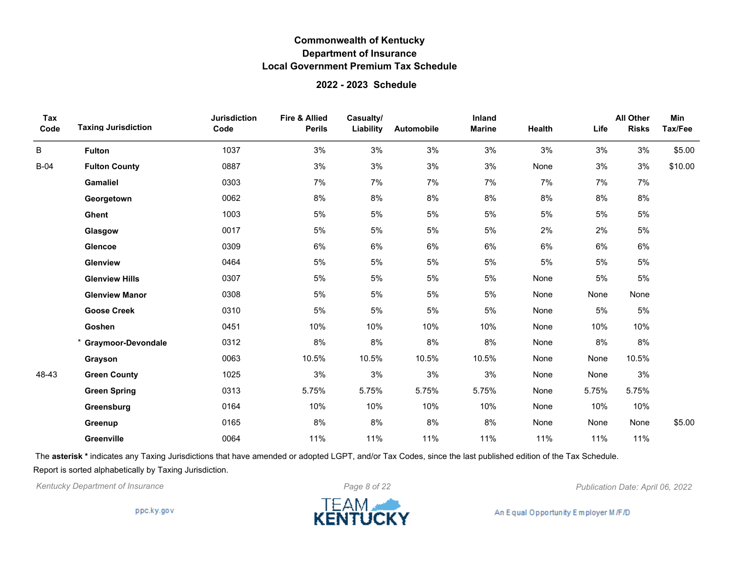# Commonwealth of Kentucky
## Department of Insurance
## Local Government Premium Tax Schedule

### 2022 - 2023 Schedule

| Tax Code | Taxing Jurisdiction | Jurisdiction Code | Fire & Allied Perils | Casualty/ Liability | Automobile | Inland Marine | Health | Life | All Other Risks | Min Tax/Fee |
|---|---|---|---|---|---|---|---|---|---|---|
| B | **Fulton** | 1037 | 3% | 3% | 3% | 3% | 3% | 3% | 3% | $5.00 |
| B-04 | **Fulton County** | 0887 | 3% | 3% | 3% | 3% | None | 3% | 3% | $10.00 |
| | **Gamaliel** | 0303 | 7% | 7% | 7% | 7% | 7% | 7% | 7% | |
| | **Georgetown** | 0062 | 8% | 8% | 8% | 8% | 8% | 8% | 8% | |
| | **Ghent** | 1003 | 5% | 5% | 5% | 5% | 5% | 5% | 5% | |
| | **Glasgow** | 0017 | 5% | 5% | 5% | 5% | 2% | 2% | 5% | |
| | **Glencoe** | 0309 | 6% | 6% | 6% | 6% | 6% | 6% | 6% | |
| | **Glenview** | 0464 | 5% | 5% | 5% | 5% | 5% | 5% | 5% | |
| | **Glenview Hills** | 0307 | 5% | 5% | 5% | 5% | None | 5% | 5% | |
| | **Glenview Manor** | 0308 | 5% | 5% | 5% | 5% | None | None | None | |
| | **Goose Creek** | 0310 | 5% | 5% | 5% | 5% | None | 5% | 5% | |
| | **Goshen** | 0451 | 10% | 10% | 10% | 10% | None | 10% | 10% | |
| | * **Graymoor-Devondale** | 0312 | 8% | 8% | 8% | 8% | None | 8% | 8% | |
| | **Grayson** | 0063 | 10.5% | 10.5% | 10.5% | 10.5% | None | None | 10.5% | |
| 48-43 | **Green County** | 1025 | 3% | 3% | 3% | 3% | None | None | 3% | |
| | **Green Spring** | 0313 | 5.75% | 5.75% | 5.75% | 5.75% | None | 5.75% | 5.75% | |
| | **Greensburg** | 0164 | 10% | 10% | 10% | 10% | None | 10% | 10% | |
| | **Greenup** | 0165 | 8% | 8% | 8% | 8% | None | None | None | $5.00 |
| | **Greenville** | 0064 | 11% | 11% | 11% | 11% | 11% | 11% | 11% | |

The **asterisk *** indicates any Taxing Jurisdictions that have amended or adopted LGPT, and/or Tax Codes, since the last published edition of the Tax Schedule.

Report is sorted alphabetically by Taxing Jurisdiction.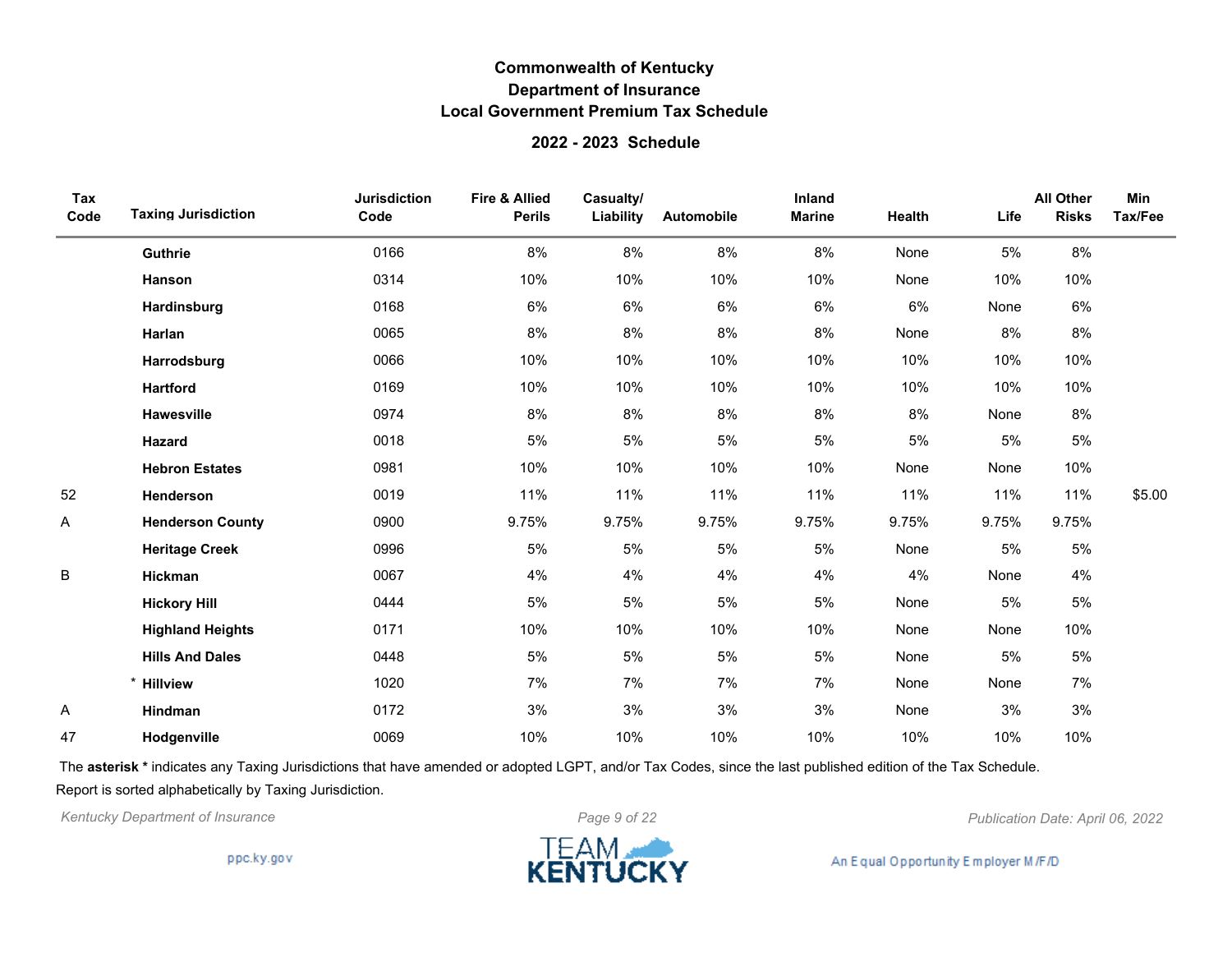# Commonwealth of Kentucky
## Department of Insurance
## Local Government Premium Tax Schedule

### 2022 - 2023 Schedule

| Tax Code | Taxing Jurisdiction | Jurisdiction Code | Fire & Allied Perils | Casualty/ Liability | Automobile | Inland Marine | Health | Life | All Other Risks | Min Tax/Fee |
|---|---|---|---|---|---|---|---|---|---|---|
| | **Guthrie** | 0166 | 8% | 8% | 8% | 8% | None | 5% | 8% | |
| | **Hanson** | 0314 | 10% | 10% | 10% | 10% | None | 10% | 10% | |
| | **Hardinsburg** | 0168 | 6% | 6% | 6% | 6% | 6% | None | 6% | |
| | **Harlan** | 0065 | 8% | 8% | 8% | 8% | None | 8% | 8% | |
| | **Harrodsburg** | 0066 | 10% | 10% | 10% | 10% | 10% | 10% | 10% | |
| | **Hartford** | 0169 | 10% | 10% | 10% | 10% | 10% | 10% | 10% | |
| | **Hawesville** | 0974 | 8% | 8% | 8% | 8% | 8% | None | 8% | |
| | **Hazard** | 0018 | 5% | 5% | 5% | 5% | 5% | 5% | 5% | |
| | **Hebron Estates** | 0981 | 10% | 10% | 10% | 10% | None | None | 10% | |
| 52 | **Henderson** | 0019 | 11% | 11% | 11% | 11% | 11% | 11% | 11% | $5.00 |
| A | **Henderson County** | 0900 | 9.75% | 9.75% | 9.75% | 9.75% | 9.75% | 9.75% | 9.75% | |
| | **Heritage Creek** | 0996 | 5% | 5% | 5% | 5% | None | 5% | 5% | |
| B | **Hickman** | 0067 | 4% | 4% | 4% | 4% | 4% | None | 4% | |
| | **Hickory Hill** | 0444 | 5% | 5% | 5% | 5% | None | 5% | 5% | |
| | **Highland Heights** | 0171 | 10% | 10% | 10% | 10% | None | None | 10% | |
| | **Hills And Dales** | 0448 | 5% | 5% | 5% | 5% | None | 5% | 5% | |
| | * **Hillview** | 1020 | 7% | 7% | 7% | 7% | None | None | 7% | |
| A | **Hindman** | 0172 | 3% | 3% | 3% | 3% | None | 3% | 3% | |
| 47 | **Hodgenville** | 0069 | 10% | 10% | 10% | 10% | 10% | 10% | 10% | |

The **asterisk \*** indicates any Taxing Jurisdictions that have amended or adopted LGPT, and/or Tax Codes, since the last published edition of the Tax Schedule.

Report is sorted alphabetically by Taxing Jurisdiction.

*Kentucky Department of Insurance* *Publication Date: April 06, 2022*

ppc.ky.gov

TEAM KENTUCKY

An Equal Opportunity Employer M/F/D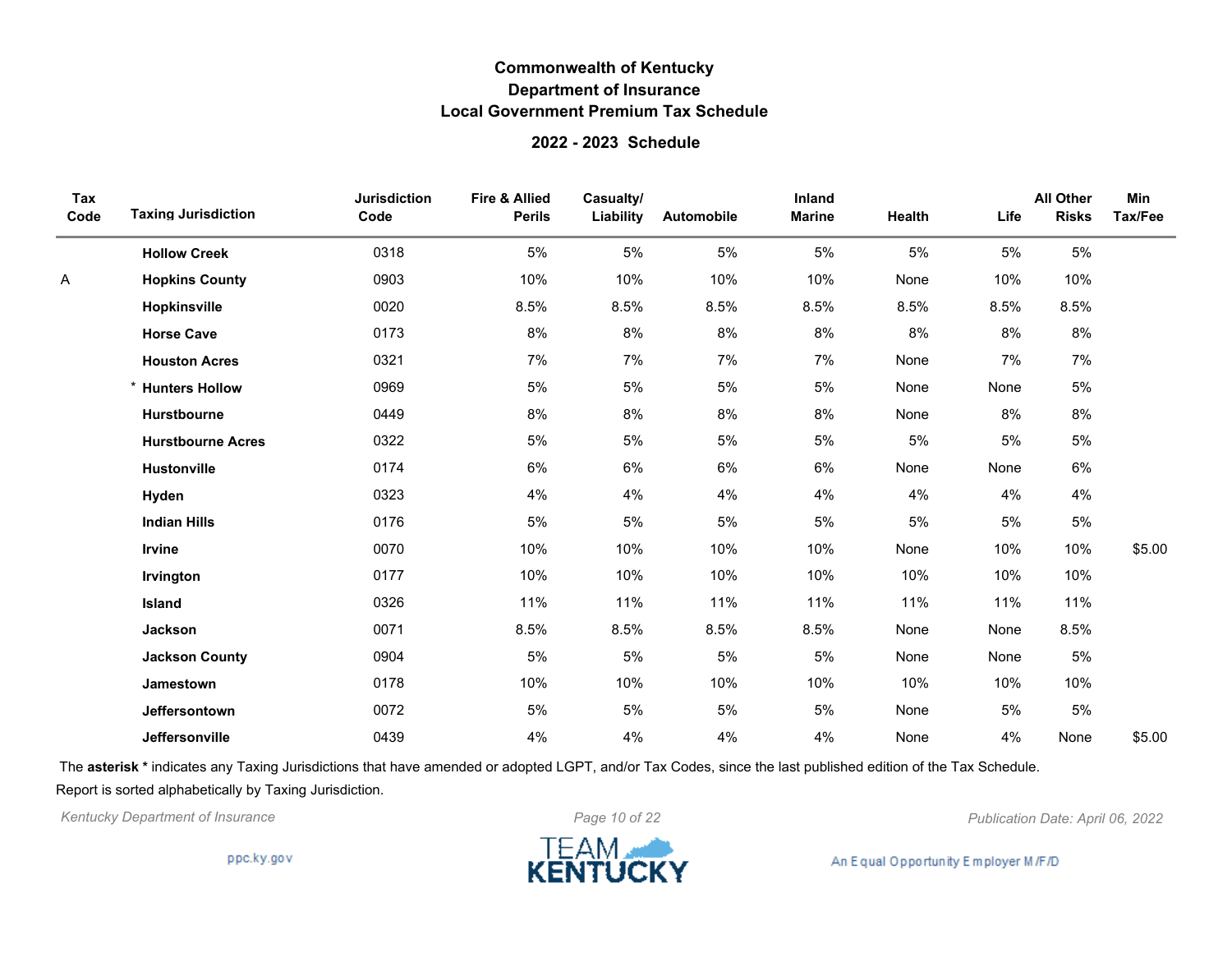# Commonwealth of Kentucky
## Department of Insurance
## Local Government Premium Tax Schedule

### 2022 - 2023 Schedule

| Tax Code | Taxing Jurisdiction | Jurisdiction Code | Fire & Allied Perils | Casualty/ Liability | Automobile | Inland Marine | Health | Life | All Other Risks | Min Tax/Fee |
|---|---|---|---|---|---|---|---|---|---|---|
| | Hollow Creek | 0318 | 5% | 5% | 5% | 5% | 5% | 5% | 5% | |
| A | Hopkins County | 0903 | 10% | 10% | 10% | 10% | None | 10% | 10% | |
| | Hopkinsville | 0020 | 8.5% | 8.5% | 8.5% | 8.5% | 8.5% | 8.5% | 8.5% | |
| | Horse Cave | 0173 | 8% | 8% | 8% | 8% | 8% | 8% | 8% | |
| | Houston Acres | 0321 | 7% | 7% | 7% | 7% | None | 7% | 7% | |
| | * Hunters Hollow | 0969 | 5% | 5% | 5% | 5% | None | None | 5% | |
| | Hurstbourne | 0449 | 8% | 8% | 8% | 8% | None | 8% | 8% | |
| | Hurstbourne Acres | 0322 | 5% | 5% | 5% | 5% | 5% | 5% | 5% | |
| | Hustonville | 0174 | 6% | 6% | 6% | 6% | None | None | 6% | |
| | Hyden | 0323 | 4% | 4% | 4% | 4% | 4% | 4% | 4% | |
| | Indian Hills | 0176 | 5% | 5% | 5% | 5% | 5% | 5% | 5% | |
| | Irvine | 0070 | 10% | 10% | 10% | 10% | None | 10% | 10% | $5.00 |
| | Irvington | 0177 | 10% | 10% | 10% | 10% | 10% | 10% | 10% | |
| | Island | 0326 | 11% | 11% | 11% | 11% | 11% | 11% | 11% | |
| | Jackson | 0071 | 8.5% | 8.5% | 8.5% | 8.5% | None | None | 8.5% | |
| | Jackson County | 0904 | 5% | 5% | 5% | 5% | None | None | 5% | |
| | Jamestown | 0178 | 10% | 10% | 10% | 10% | 10% | 10% | 10% | |
| | Jeffersontown | 0072 | 5% | 5% | 5% | 5% | None | 5% | 5% | |
| | Jeffersonville | 0439 | 4% | 4% | 4% | 4% | None | 4% | None | $5.00 |

The **asterisk *** indicates any Taxing Jurisdictions that have amended or adopted LGPT, and/or Tax Codes, since the last published edition of the Tax Schedule.

Report is sorted alphabetically by Taxing Jurisdiction.

*Kentucky Department of Insurance*

*Publication Date: April 06, 2022*

ppc.ky.gov

TEAM KENTUCKY

An Equal Opportunity Employer M/F/D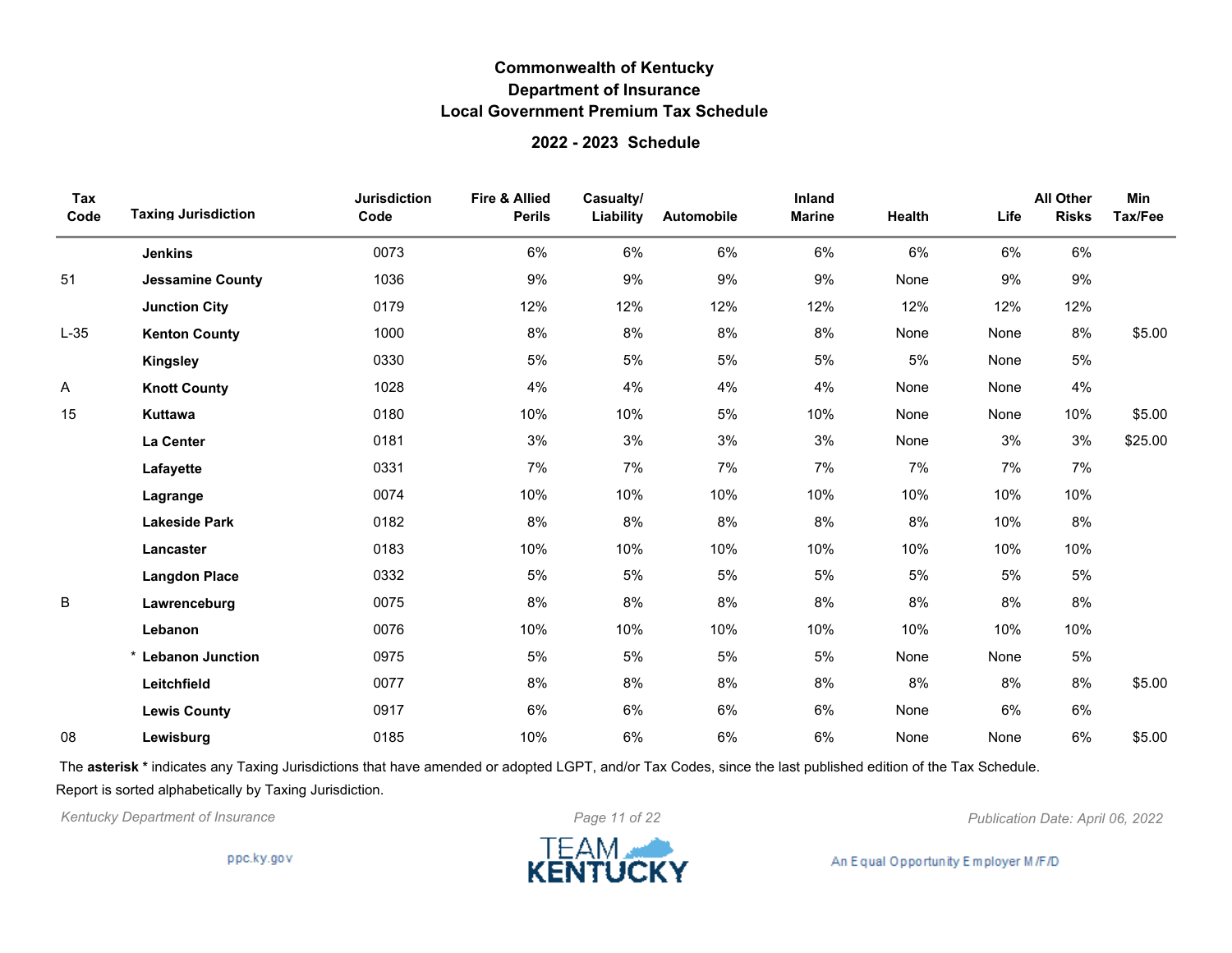# Commonwealth of Kentucky
## Department of Insurance
## Local Government Premium Tax Schedule

### 2022 - 2023 Schedule

| Tax Code | Taxing Jurisdiction | Jurisdiction Code | Fire & Allied Perils | Casualty/ Liability | Automobile | Inland Marine | Health | Life | All Other Risks | Min Tax/Fee |
|---|---|---|---|---|---|---|---|---|---|---|
| | **Jenkins** | 0073 | 6% | 6% | 6% | 6% | 6% | 6% | 6% | |
| 51 | **Jessamine County** | 1036 | 9% | 9% | 9% | 9% | None | 9% | 9% | |
| | **Junction City** | 0179 | 12% | 12% | 12% | 12% | 12% | 12% | 12% | |
| L-35 | **Kenton County** | 1000 | 8% | 8% | 8% | 8% | None | None | 8% | $5.00 |
| | **Kingsley** | 0330 | 5% | 5% | 5% | 5% | 5% | None | 5% | |
| A | **Knott County** | 1028 | 4% | 4% | 4% | 4% | None | None | 4% | |
| 15 | **Kuttawa** | 0180 | 10% | 10% | 5% | 10% | None | None | 10% | $5.00 |
| | **La Center** | 0181 | 3% | 3% | 3% | 3% | None | 3% | 3% | $25.00 |
| | **Lafayette** | 0331 | 7% | 7% | 7% | 7% | 7% | 7% | 7% | |
| | **Lagrange** | 0074 | 10% | 10% | 10% | 10% | 10% | 10% | 10% | |
| | **Lakeside Park** | 0182 | 8% | 8% | 8% | 8% | 8% | 10% | 8% | |
| | **Lancaster** | 0183 | 10% | 10% | 10% | 10% | 10% | 10% | 10% | |
| | **Langdon Place** | 0332 | 5% | 5% | 5% | 5% | 5% | 5% | 5% | |
| B | **Lawrenceburg** | 0075 | 8% | 8% | 8% | 8% | 8% | 8% | 8% | |
| | **Lebanon** | 0076 | 10% | 10% | 10% | 10% | 10% | 10% | 10% | |
| | * **Lebanon Junction** | 0975 | 5% | 5% | 5% | 5% | None | None | 5% | |
| | **Leitchfield** | 0077 | 8% | 8% | 8% | 8% | 8% | 8% | 8% | $5.00 |
| | **Lewis County** | 0917 | 6% | 6% | 6% | 6% | None | 6% | 6% | |
| 08 | **Lewisburg** | 0185 | 10% | 6% | 6% | 6% | None | None | 6% | $5.00 |

The **asterisk *** indicates any Taxing Jurisdictions that have amended or adopted LGPT, and/or Tax Codes, since the last published edition of the Tax Schedule.

Report is sorted alphabetically by Taxing Jurisdiction.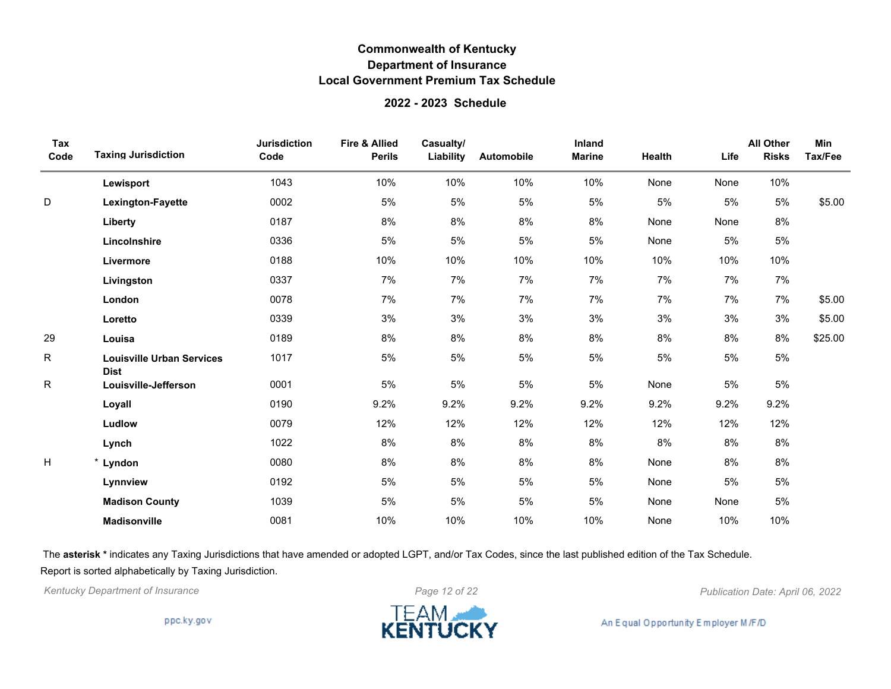# Commonwealth of Kentucky
## Department of Insurance
## Local Government Premium Tax Schedule

### 2022 - 2023 Schedule

| Tax Code | Taxing Jurisdiction | Jurisdiction Code | Fire & Allied Perils | Casualty/ Liability | Automobile | Inland Marine | Health | Life | All Other Risks | Min Tax/Fee |
|---|---|---|---|---|---|---|---|---|---|---|
| | **Lewisport** | 1043 | 10% | 10% | 10% | 10% | None | None | 10% | |
| D | **Lexington-Fayette** | 0002 | 5% | 5% | 5% | 5% | 5% | 5% | 5% | $5.00 |
| | **Liberty** | 0187 | 8% | 8% | 8% | 8% | None | None | 8% | |
| | **Lincolnshire** | 0336 | 5% | 5% | 5% | 5% | None | 5% | 5% | |
| | **Livermore** | 0188 | 10% | 10% | 10% | 10% | 10% | 10% | 10% | |
| | **Livingston** | 0337 | 7% | 7% | 7% | 7% | 7% | 7% | 7% | |
| | **London** | 0078 | 7% | 7% | 7% | 7% | 7% | 7% | 7% | $5.00 |
| | **Loretto** | 0339 | 3% | 3% | 3% | 3% | 3% | 3% | 3% | $5.00 |
| 29 | **Louisa** | 0189 | 8% | 8% | 8% | 8% | 8% | 8% | 8% | $25.00 |
| R | **Louisville Urban Services Dist** | 1017 | 5% | 5% | 5% | 5% | 5% | 5% | 5% | |
| R | **Louisville-Jefferson** | 0001 | 5% | 5% | 5% | 5% | None | 5% | 5% | |
| | **Loyall** | 0190 | 9.2% | 9.2% | 9.2% | 9.2% | 9.2% | 9.2% | 9.2% | |
| | **Ludlow** | 0079 | 12% | 12% | 12% | 12% | 12% | 12% | 12% | |
| | **Lynch** | 1022 | 8% | 8% | 8% | 8% | 8% | 8% | 8% | |
| H | * **Lyndon** | 0080 | 8% | 8% | 8% | 8% | None | 8% | 8% | |
| | **Lynnview** | 0192 | 5% | 5% | 5% | 5% | None | 5% | 5% | |
| | **Madison County** | 1039 | 5% | 5% | 5% | 5% | None | None | 5% | |
| | **Madisonville** | 0081 | 10% | 10% | 10% | 10% | None | 10% | 10% | |

The **asterisk *** indicates any Taxing Jurisdictions that have amended or adopted LGPT, and/or Tax Codes, since the last published edition of the Tax Schedule.

Report is sorted alphabetically by Taxing Jurisdiction.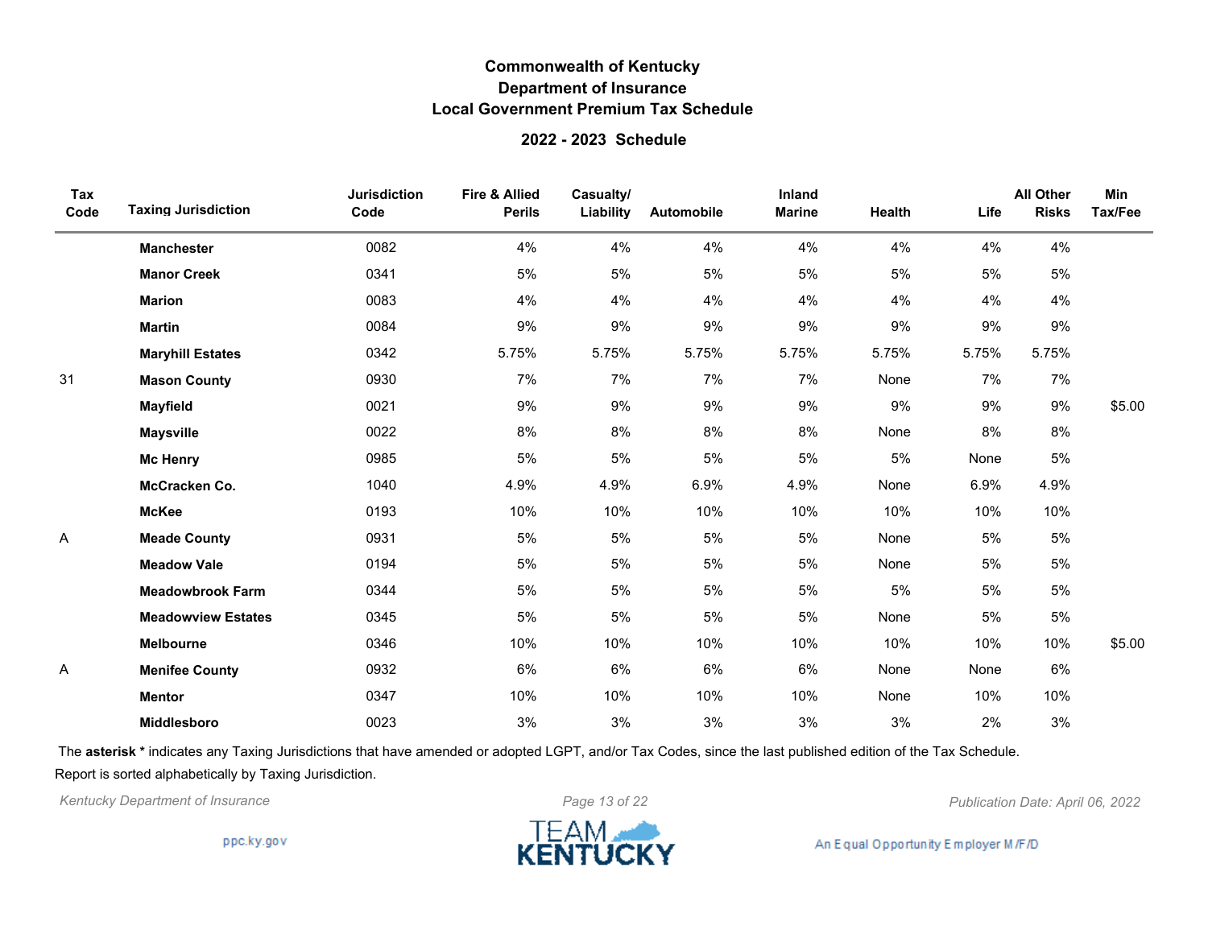# Commonwealth of Kentucky
## Department of Insurance
## Local Government Premium Tax Schedule

### 2022 - 2023 Schedule

| Tax Code | Taxing Jurisdiction | Jurisdiction Code | Fire & Allied Perils | Casualty/ Liability | Automobile | Inland Marine | Health | Life | All Other Risks | Min Tax/Fee |
|---|---|---|---|---|---|---|---|---|---|---|
| | **Manchester** | 0082 | 4% | 4% | 4% | 4% | 4% | 4% | 4% | |
| | **Manor Creek** | 0341 | 5% | 5% | 5% | 5% | 5% | 5% | 5% | |
| | **Marion** | 0083 | 4% | 4% | 4% | 4% | 4% | 4% | 4% | |
| | **Martin** | 0084 | 9% | 9% | 9% | 9% | 9% | 9% | 9% | |
| | **Maryhill Estates** | 0342 | 5.75% | 5.75% | 5.75% | 5.75% | 5.75% | 5.75% | 5.75% | |
| 31 | **Mason County** | 0930 | 7% | 7% | 7% | 7% | None | 7% | 7% | |
| | **Mayfield** | 0021 | 9% | 9% | 9% | 9% | 9% | 9% | 9% | $5.00 |
| | **Maysville** | 0022 | 8% | 8% | 8% | 8% | None | 8% | 8% | |
| | **Mc Henry** | 0985 | 5% | 5% | 5% | 5% | 5% | None | 5% | |
| | **McCracken Co.** | 1040 | 4.9% | 4.9% | 6.9% | 4.9% | None | 6.9% | 4.9% | |
| | **McKee** | 0193 | 10% | 10% | 10% | 10% | 10% | 10% | 10% | |
| A | **Meade County** | 0931 | 5% | 5% | 5% | 5% | None | 5% | 5% | |
| | **Meadow Vale** | 0194 | 5% | 5% | 5% | 5% | None | 5% | 5% | |
| | **Meadowbrook Farm** | 0344 | 5% | 5% | 5% | 5% | 5% | 5% | 5% | |
| | **Meadowview Estates** | 0345 | 5% | 5% | 5% | 5% | None | 5% | 5% | |
| | **Melbourne** | 0346 | 10% | 10% | 10% | 10% | 10% | 10% | 10% | $5.00 |
| A | **Menifee County** | 0932 | 6% | 6% | 6% | 6% | None | None | 6% | |
| | **Mentor** | 0347 | 10% | 10% | 10% | 10% | None | 10% | 10% | |
| | **Middlesboro** | 0023 | 3% | 3% | 3% | 3% | 3% | 2% | 3% | |

The **asterisk** * indicates any Taxing Jurisdictions that have amended or adopted LGPT, and/or Tax Codes, since the last published edition of the Tax Schedule.

Report is sorted alphabetically by Taxing Jurisdiction.

*Kentucky Department of Insurance* — *Publication Date: April 06, 2022*

ppc.ky.gov — TEAM KENTUCKY — An Equal Opportunity Employer M/F/D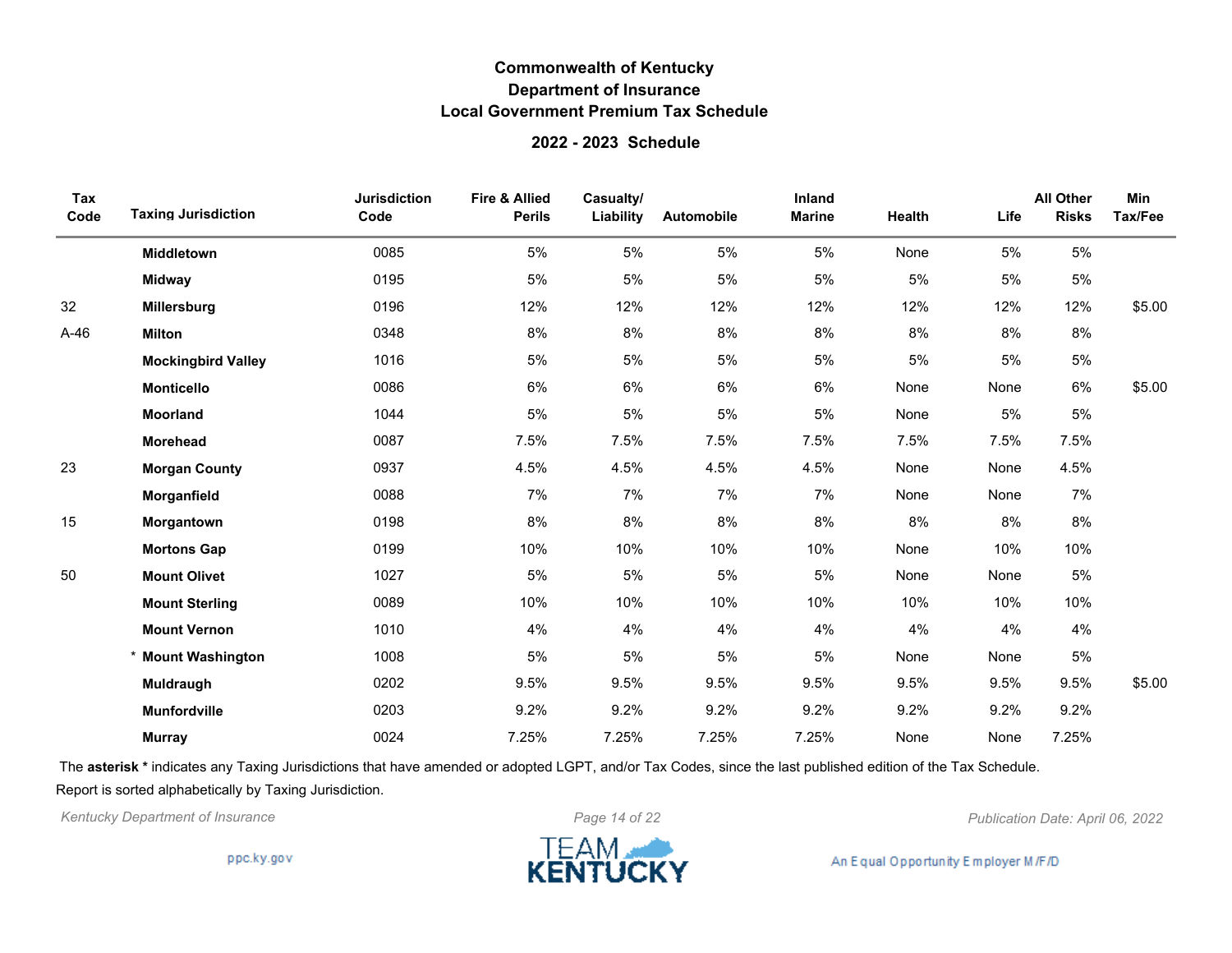# Commonwealth of Kentucky
## Department of Insurance
## Local Government Premium Tax Schedule

### 2022 - 2023 Schedule

| Tax Code | Taxing Jurisdiction | Jurisdiction Code | Fire & Allied Perils | Casualty/ Liability | Automobile | Inland Marine | Health | Life | All Other Risks | Min Tax/Fee |
|---|---|---|---|---|---|---|---|---|---|---|
| | **Middletown** | 0085 | 5% | 5% | 5% | 5% | None | 5% | 5% | |
| | **Midway** | 0195 | 5% | 5% | 5% | 5% | 5% | 5% | 5% | |
| 32 | **Millersburg** | 0196 | 12% | 12% | 12% | 12% | 12% | 12% | 12% | $5.00 |
| A-46 | **Milton** | 0348 | 8% | 8% | 8% | 8% | 8% | 8% | 8% | |
| | **Mockingbird Valley** | 1016 | 5% | 5% | 5% | 5% | 5% | 5% | 5% | |
| | **Monticello** | 0086 | 6% | 6% | 6% | 6% | None | None | 6% | $5.00 |
| | **Moorland** | 1044 | 5% | 5% | 5% | 5% | None | 5% | 5% | |
| | **Morehead** | 0087 | 7.5% | 7.5% | 7.5% | 7.5% | 7.5% | 7.5% | 7.5% | |
| 23 | **Morgan County** | 0937 | 4.5% | 4.5% | 4.5% | 4.5% | None | None | 4.5% | |
| | **Morganfield** | 0088 | 7% | 7% | 7% | 7% | None | None | 7% | |
| 15 | **Morgantown** | 0198 | 8% | 8% | 8% | 8% | 8% | 8% | 8% | |
| | **Mortons Gap** | 0199 | 10% | 10% | 10% | 10% | None | 10% | 10% | |
| 50 | **Mount Olivet** | 1027 | 5% | 5% | 5% | 5% | None | None | 5% | |
| | **Mount Sterling** | 0089 | 10% | 10% | 10% | 10% | 10% | 10% | 10% | |
| | **Mount Vernon** | 1010 | 4% | 4% | 4% | 4% | 4% | 4% | 4% | |
| | * **Mount Washington** | 1008 | 5% | 5% | 5% | 5% | None | None | 5% | |
| | **Muldraugh** | 0202 | 9.5% | 9.5% | 9.5% | 9.5% | 9.5% | 9.5% | 9.5% | $5.00 |
| | **Munfordville** | 0203 | 9.2% | 9.2% | 9.2% | 9.2% | 9.2% | 9.2% | 9.2% | |
| | **Murray** | 0024 | 7.25% | 7.25% | 7.25% | 7.25% | None | None | 7.25% | |

The **asterisk *** indicates any Taxing Jurisdictions that have amended or adopted LGPT, and/or Tax Codes, since the last published edition of the Tax Schedule.

Report is sorted alphabetically by Taxing Jurisdiction.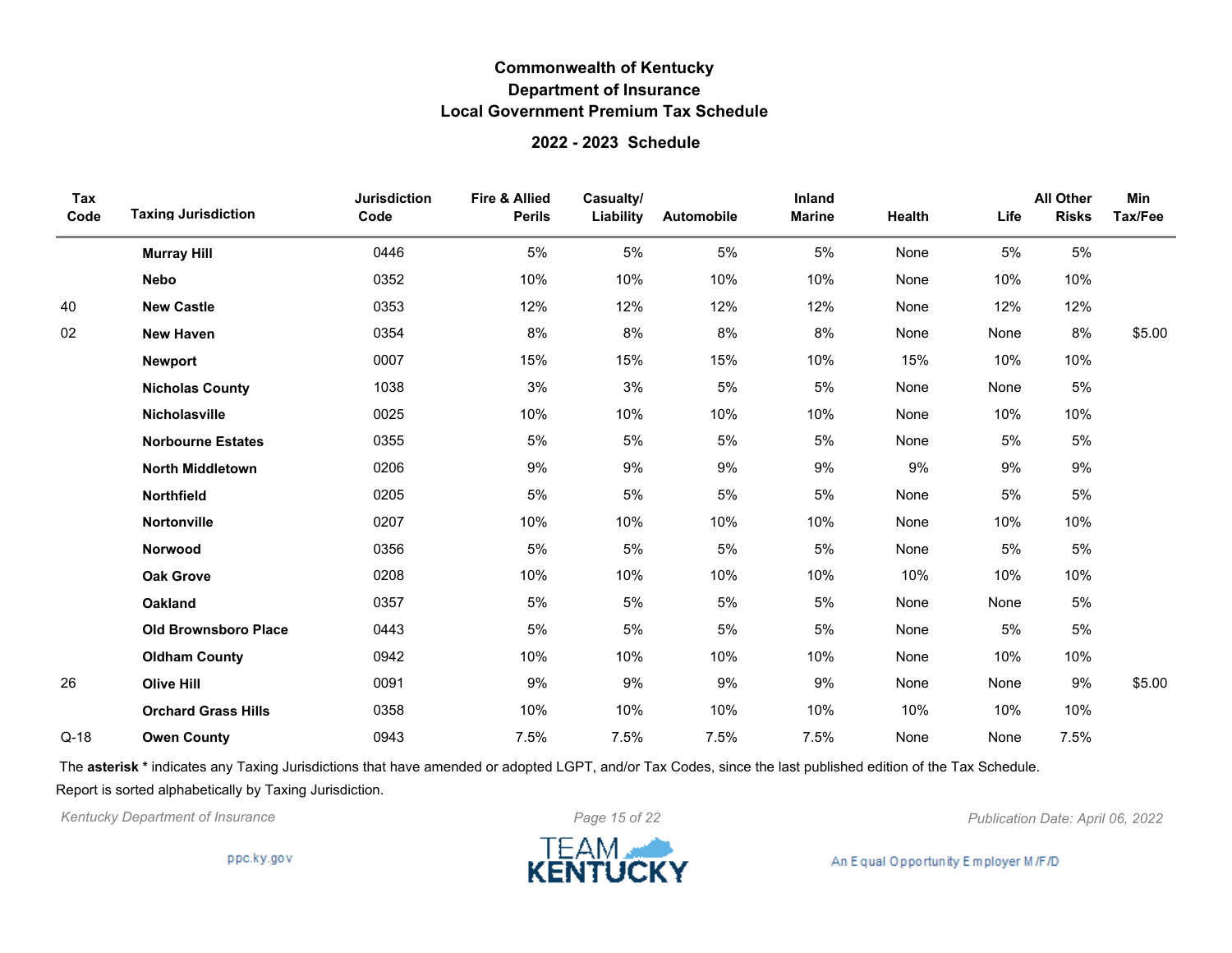# Commonwealth of Kentucky
## Department of Insurance
## Local Government Premium Tax Schedule

### 2022 - 2023 Schedule

| Tax Code | Taxing Jurisdiction | Jurisdiction Code | Fire & Allied Perils | Casualty/ Liability | Automobile | Inland Marine | Health | Life | All Other Risks | Min Tax/Fee |
|---|---|---|---|---|---|---|---|---|---|---|
| | **Murray Hill** | 0446 | 5% | 5% | 5% | 5% | None | 5% | 5% | |
| | **Nebo** | 0352 | 10% | 10% | 10% | 10% | None | 10% | 10% | |
| 40 | **New Castle** | 0353 | 12% | 12% | 12% | 12% | None | 12% | 12% | |
| 02 | **New Haven** | 0354 | 8% | 8% | 8% | 8% | None | None | 8% | $5.00 |
| | **Newport** | 0007 | 15% | 15% | 15% | 10% | 15% | 10% | 10% | |
| | **Nicholas County** | 1038 | 3% | 3% | 5% | 5% | None | None | 5% | |
| | **Nicholasville** | 0025 | 10% | 10% | 10% | 10% | None | 10% | 10% | |
| | **Norbourne Estates** | 0355 | 5% | 5% | 5% | 5% | None | 5% | 5% | |
| | **North Middletown** | 0206 | 9% | 9% | 9% | 9% | 9% | 9% | 9% | |
| | **Northfield** | 0205 | 5% | 5% | 5% | 5% | None | 5% | 5% | |
| | **Nortonville** | 0207 | 10% | 10% | 10% | 10% | None | 10% | 10% | |
| | **Norwood** | 0356 | 5% | 5% | 5% | 5% | None | 5% | 5% | |
| | **Oak Grove** | 0208 | 10% | 10% | 10% | 10% | 10% | 10% | 10% | |
| | **Oakland** | 0357 | 5% | 5% | 5% | 5% | None | None | 5% | |
| | **Old Brownsboro Place** | 0443 | 5% | 5% | 5% | 5% | None | 5% | 5% | |
| | **Oldham County** | 0942 | 10% | 10% | 10% | 10% | None | 10% | 10% | |
| 26 | **Olive Hill** | 0091 | 9% | 9% | 9% | 9% | None | None | 9% | $5.00 |
| | **Orchard Grass Hills** | 0358 | 10% | 10% | 10% | 10% | 10% | 10% | 10% | |
| Q-18 | **Owen County** | 0943 | 7.5% | 7.5% | 7.5% | 7.5% | None | None | 7.5% | |

The **asterisk *** indicates any Taxing Jurisdictions that have amended or adopted LGPT, and/or Tax Codes, since the last published edition of the Tax Schedule.

Report is sorted alphabetically by Taxing Jurisdiction.

*Kentucky Department of Insurance*

*Publication Date: April 06, 2022*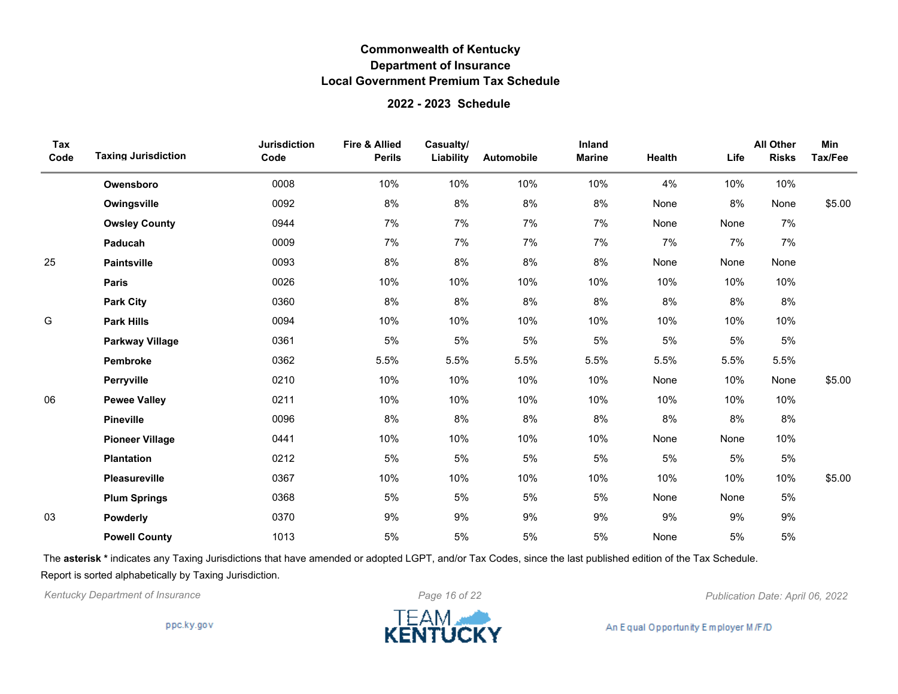# Commonwealth of Kentucky
## Department of Insurance
## Local Government Premium Tax Schedule

### 2022 - 2023 Schedule

| Tax Code | Taxing Jurisdiction | Jurisdiction Code | Fire & Allied Perils | Casualty/ Liability | Automobile | Inland Marine | Health | Life | All Other Risks | Min Tax/Fee |
|---|---|---|---|---|---|---|---|---|---|---|
| | **Owensboro** | 0008 | 10% | 10% | 10% | 10% | 4% | 10% | 10% | |
| | **Owingsville** | 0092 | 8% | 8% | 8% | 8% | None | 8% | None | $5.00 |
| | **Owsley County** | 0944 | 7% | 7% | 7% | 7% | None | None | 7% | |
| | **Paducah** | 0009 | 7% | 7% | 7% | 7% | 7% | 7% | 7% | |
| 25 | **Paintsville** | 0093 | 8% | 8% | 8% | 8% | None | None | None | |
| | **Paris** | 0026 | 10% | 10% | 10% | 10% | 10% | 10% | 10% | |
| | **Park City** | 0360 | 8% | 8% | 8% | 8% | 8% | 8% | 8% | |
| G | **Park Hills** | 0094 | 10% | 10% | 10% | 10% | 10% | 10% | 10% | |
| | **Parkway Village** | 0361 | 5% | 5% | 5% | 5% | 5% | 5% | 5% | |
| | **Pembroke** | 0362 | 5.5% | 5.5% | 5.5% | 5.5% | 5.5% | 5.5% | 5.5% | |
| | **Perryville** | 0210 | 10% | 10% | 10% | 10% | None | 10% | None | $5.00 |
| 06 | **Pewee Valley** | 0211 | 10% | 10% | 10% | 10% | 10% | 10% | 10% | |
| | **Pineville** | 0096 | 8% | 8% | 8% | 8% | 8% | 8% | 8% | |
| | **Pioneer Village** | 0441 | 10% | 10% | 10% | 10% | None | None | 10% | |
| | **Plantation** | 0212 | 5% | 5% | 5% | 5% | 5% | 5% | 5% | |
| | **Pleasureville** | 0367 | 10% | 10% | 10% | 10% | 10% | 10% | 10% | $5.00 |
| | **Plum Springs** | 0368 | 5% | 5% | 5% | 5% | None | None | 5% | |
| 03 | **Powderly** | 0370 | 9% | 9% | 9% | 9% | 9% | 9% | 9% | |
| | **Powell County** | 1013 | 5% | 5% | 5% | 5% | None | 5% | 5% | |

The **asterisk *** indicates any Taxing Jurisdictions that have amended or adopted LGPT, and/or Tax Codes, since the last published edition of the Tax Schedule.

Report is sorted alphabetically by Taxing Jurisdiction.

*Kentucky Department of Insurance*

*Publication Date: April 06, 2022*

ppc.ky.gov

TEAM KENTUCKY

An Equal Opportunity Employer M/F/D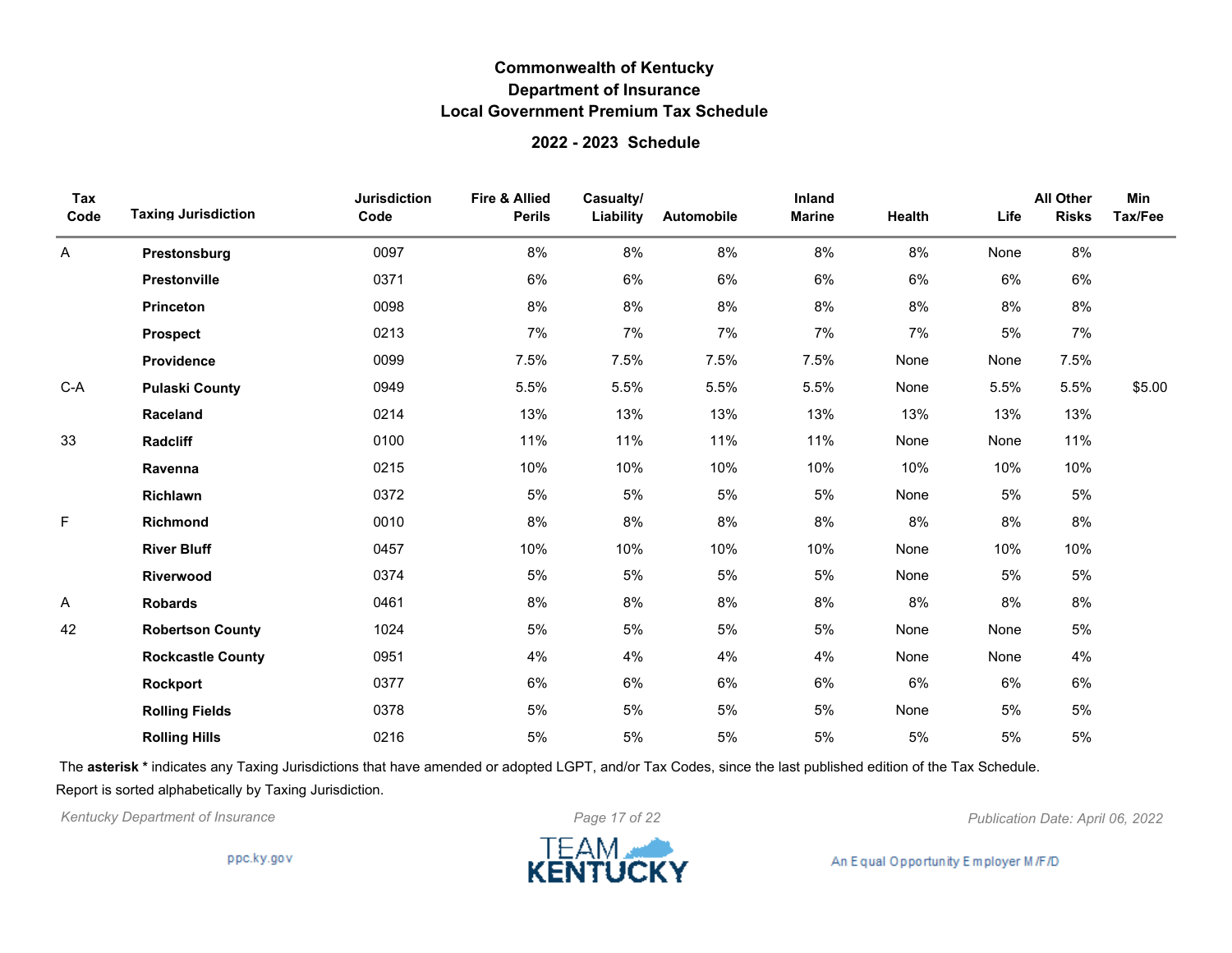# Commonwealth of Kentucky
## Department of Insurance
## Local Government Premium Tax Schedule

### 2022 - 2023 Schedule

| Tax Code | Taxing Jurisdiction | Jurisdiction Code | Fire & Allied Perils | Casualty/ Liability | Automobile | Inland Marine | Health | Life | All Other Risks | Min Tax/Fee |
|---|---|---|---|---|---|---|---|---|---|---|
| A | **Prestonsburg** | 0097 | 8% | 8% | 8% | 8% | 8% | None | 8% | |
| | **Prestonville** | 0371 | 6% | 6% | 6% | 6% | 6% | 6% | 6% | |
| | **Princeton** | 0098 | 8% | 8% | 8% | 8% | 8% | 8% | 8% | |
| | **Prospect** | 0213 | 7% | 7% | 7% | 7% | 7% | 5% | 7% | |
| | **Providence** | 0099 | 7.5% | 7.5% | 7.5% | 7.5% | None | None | 7.5% | |
| C-A | **Pulaski County** | 0949 | 5.5% | 5.5% | 5.5% | 5.5% | None | 5.5% | 5.5% | $5.00 |
| | **Raceland** | 0214 | 13% | 13% | 13% | 13% | 13% | 13% | 13% | |
| 33 | **Radcliff** | 0100 | 11% | 11% | 11% | 11% | None | None | 11% | |
| | **Ravenna** | 0215 | 10% | 10% | 10% | 10% | 10% | 10% | 10% | |
| | **Richlawn** | 0372 | 5% | 5% | 5% | 5% | None | 5% | 5% | |
| F | **Richmond** | 0010 | 8% | 8% | 8% | 8% | 8% | 8% | 8% | |
| | **River Bluff** | 0457 | 10% | 10% | 10% | 10% | None | 10% | 10% | |
| | **Riverwood** | 0374 | 5% | 5% | 5% | 5% | None | 5% | 5% | |
| A | **Robards** | 0461 | 8% | 8% | 8% | 8% | 8% | 8% | 8% | |
| 42 | **Robertson County** | 1024 | 5% | 5% | 5% | 5% | None | None | 5% | |
| | **Rockcastle County** | 0951 | 4% | 4% | 4% | 4% | None | None | 4% | |
| | **Rockport** | 0377 | 6% | 6% | 6% | 6% | 6% | 6% | 6% | |
| | **Rolling Fields** | 0378 | 5% | 5% | 5% | 5% | None | 5% | 5% | |
| | **Rolling Hills** | 0216 | 5% | 5% | 5% | 5% | 5% | 5% | 5% | |

The **asterisk *** indicates any Taxing Jurisdictions that have amended or adopted LGPT, and/or Tax Codes, since the last published edition of the Tax Schedule.

Report is sorted alphabetically by Taxing Jurisdiction.

*Kentucky Department of Insurance* *Publication Date: April 06, 2022*

ppc.ky.gov

TEAM KENTUCKY

An Equal Opportunity Employer M/F/D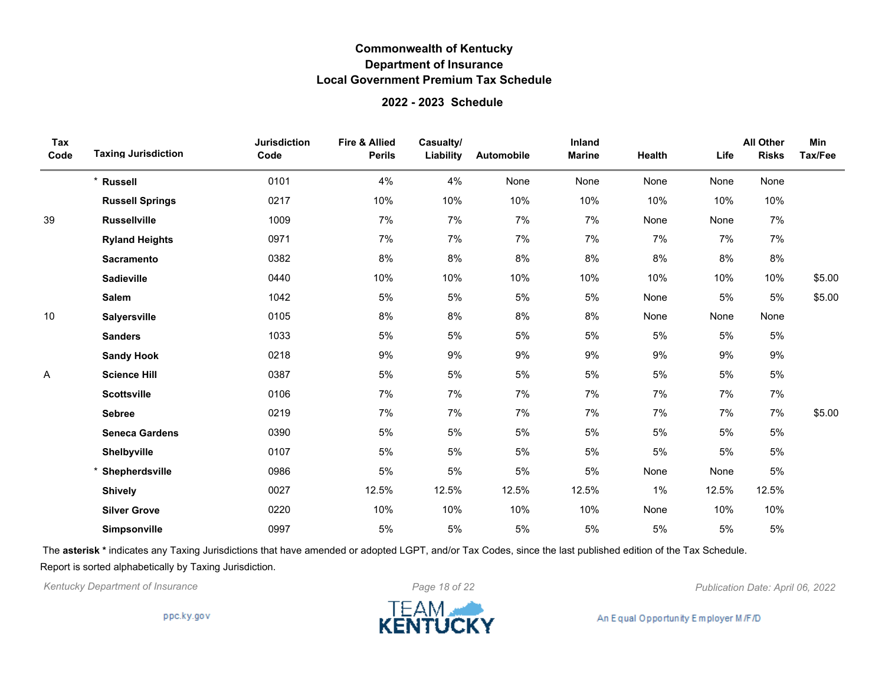# Commonwealth of Kentucky
## Department of Insurance
## Local Government Premium Tax Schedule

### 2022 - 2023 Schedule

| Tax Code | Taxing Jurisdiction | Jurisdiction Code | Fire & Allied Perils | Casualty/ Liability | Automobile | Inland Marine | Health | Life | All Other Risks | Min Tax/Fee |
|---|---|---|---|---|---|---|---|---|---|---|
| | * **Russell** | 0101 | 4% | 4% | None | None | None | None | None | |
| | **Russell Springs** | 0217 | 10% | 10% | 10% | 10% | 10% | 10% | 10% | |
| 39 | **Russellville** | 1009 | 7% | 7% | 7% | 7% | None | None | 7% | |
| | **Ryland Heights** | 0971 | 7% | 7% | 7% | 7% | 7% | 7% | 7% | |
| | **Sacramento** | 0382 | 8% | 8% | 8% | 8% | 8% | 8% | 8% | |
| | **Sadieville** | 0440 | 10% | 10% | 10% | 10% | 10% | 10% | 10% | $5.00 |
| | **Salem** | 1042 | 5% | 5% | 5% | 5% | None | 5% | 5% | $5.00 |
| 10 | **Salyersville** | 0105 | 8% | 8% | 8% | 8% | None | None | None | |
| | **Sanders** | 1033 | 5% | 5% | 5% | 5% | 5% | 5% | 5% | |
| | **Sandy Hook** | 0218 | 9% | 9% | 9% | 9% | 9% | 9% | 9% | |
| A | **Science Hill** | 0387 | 5% | 5% | 5% | 5% | 5% | 5% | 5% | |
| | **Scottsville** | 0106 | 7% | 7% | 7% | 7% | 7% | 7% | 7% | |
| | **Sebree** | 0219 | 7% | 7% | 7% | 7% | 7% | 7% | 7% | $5.00 |
| | **Seneca Gardens** | 0390 | 5% | 5% | 5% | 5% | 5% | 5% | 5% | |
| | **Shelbyville** | 0107 | 5% | 5% | 5% | 5% | 5% | 5% | 5% | |
| | * **Shepherdsville** | 0986 | 5% | 5% | 5% | 5% | None | None | 5% | |
| | **Shively** | 0027 | 12.5% | 12.5% | 12.5% | 12.5% | 1% | 12.5% | 12.5% | |
| | **Silver Grove** | 0220 | 10% | 10% | 10% | 10% | None | 10% | 10% | |
| | **Simpsonville** | 0997 | 5% | 5% | 5% | 5% | 5% | 5% | 5% | |

The **asterisk *** indicates any Taxing Jurisdictions that have amended or adopted LGPT, and/or Tax Codes, since the last published edition of the Tax Schedule.

Report is sorted alphabetically by Taxing Jurisdiction.

*Kentucky Department of Insurance*

*Publication Date: April 06, 2022*

ppc.ky.gov

TEAM KENTUCKY

An Equal Opportunity Employer M/F/D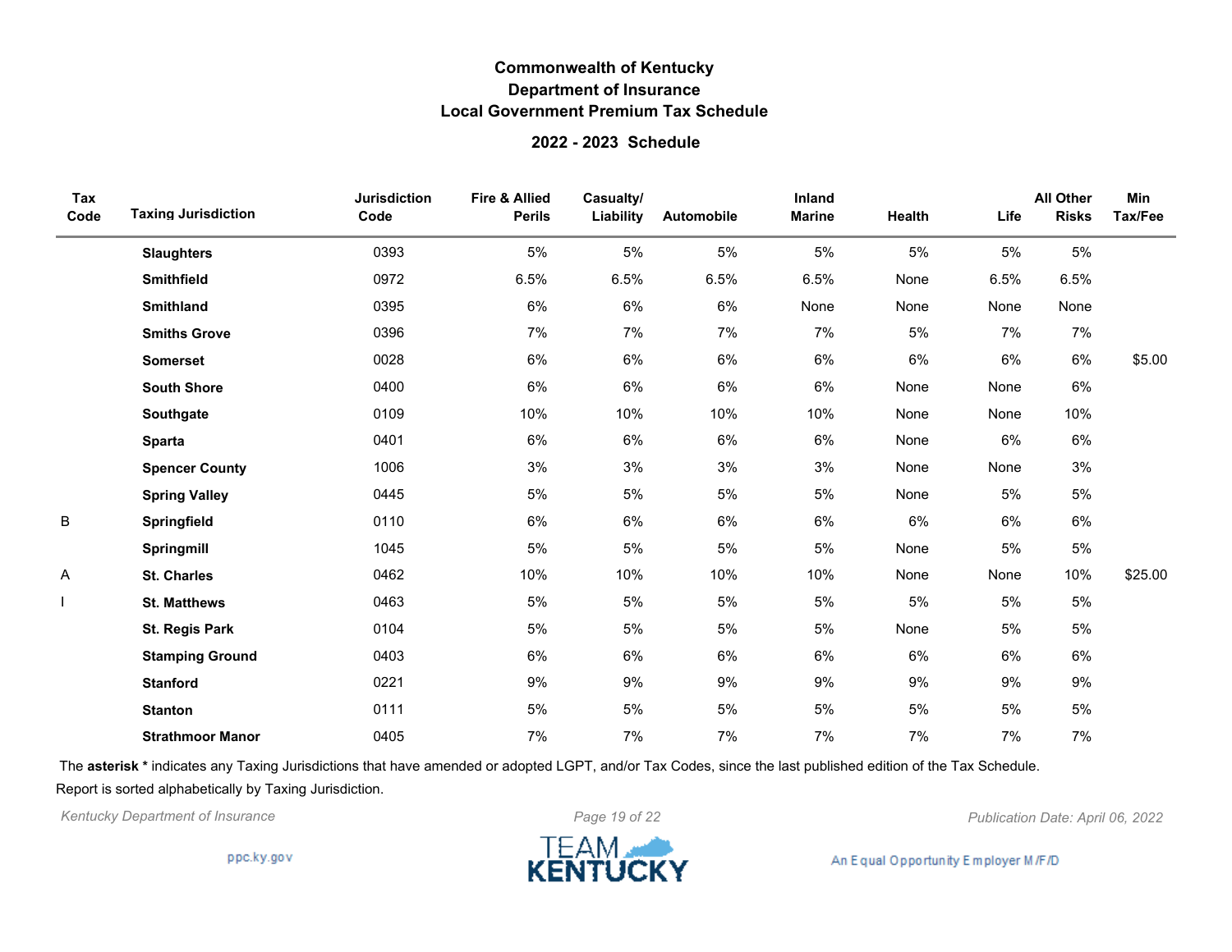# Commonwealth of Kentucky
## Department of Insurance
## Local Government Premium Tax Schedule

### 2022 - 2023 Schedule

| Tax Code | Taxing Jurisdiction | Jurisdiction Code | Fire & Allied Perils | Casualty/ Liability | Automobile | Inland Marine | Health | Life | All Other Risks | Min Tax/Fee |
|---|---|---|---|---|---|---|---|---|---|---|
| | **Slaughters** | 0393 | 5% | 5% | 5% | 5% | 5% | 5% | 5% | |
| | **Smithfield** | 0972 | 6.5% | 6.5% | 6.5% | 6.5% | None | 6.5% | 6.5% | |
| | **Smithland** | 0395 | 6% | 6% | 6% | None | None | None | None | |
| | **Smiths Grove** | 0396 | 7% | 7% | 7% | 7% | 5% | 7% | 7% | |
| | **Somerset** | 0028 | 6% | 6% | 6% | 6% | 6% | 6% | 6% | $5.00 |
| | **South Shore** | 0400 | 6% | 6% | 6% | 6% | None | None | 6% | |
| | **Southgate** | 0109 | 10% | 10% | 10% | 10% | None | None | 10% | |
| | **Sparta** | 0401 | 6% | 6% | 6% | 6% | None | 6% | 6% | |
| | **Spencer County** | 1006 | 3% | 3% | 3% | 3% | None | None | 3% | |
| | **Spring Valley** | 0445 | 5% | 5% | 5% | 5% | None | 5% | 5% | |
| B | **Springfield** | 0110 | 6% | 6% | 6% | 6% | 6% | 6% | 6% | |
| | **Springmill** | 1045 | 5% | 5% | 5% | 5% | None | 5% | 5% | |
| A | **St. Charles** | 0462 | 10% | 10% | 10% | 10% | None | None | 10% | $25.00 |
| I | **St. Matthews** | 0463 | 5% | 5% | 5% | 5% | 5% | 5% | 5% | |
| | **St. Regis Park** | 0104 | 5% | 5% | 5% | 5% | None | 5% | 5% | |
| | **Stamping Ground** | 0403 | 6% | 6% | 6% | 6% | 6% | 6% | 6% | |
| | **Stanford** | 0221 | 9% | 9% | 9% | 9% | 9% | 9% | 9% | |
| | **Stanton** | 0111 | 5% | 5% | 5% | 5% | 5% | 5% | 5% | |
| | **Strathmoor Manor** | 0405 | 7% | 7% | 7% | 7% | 7% | 7% | 7% | |

The **asterisk *** indicates any Taxing Jurisdictions that have amended or adopted LGPT, and/or Tax Codes, since the last published edition of the Tax Schedule.

Report is sorted alphabetically by Taxing Jurisdiction.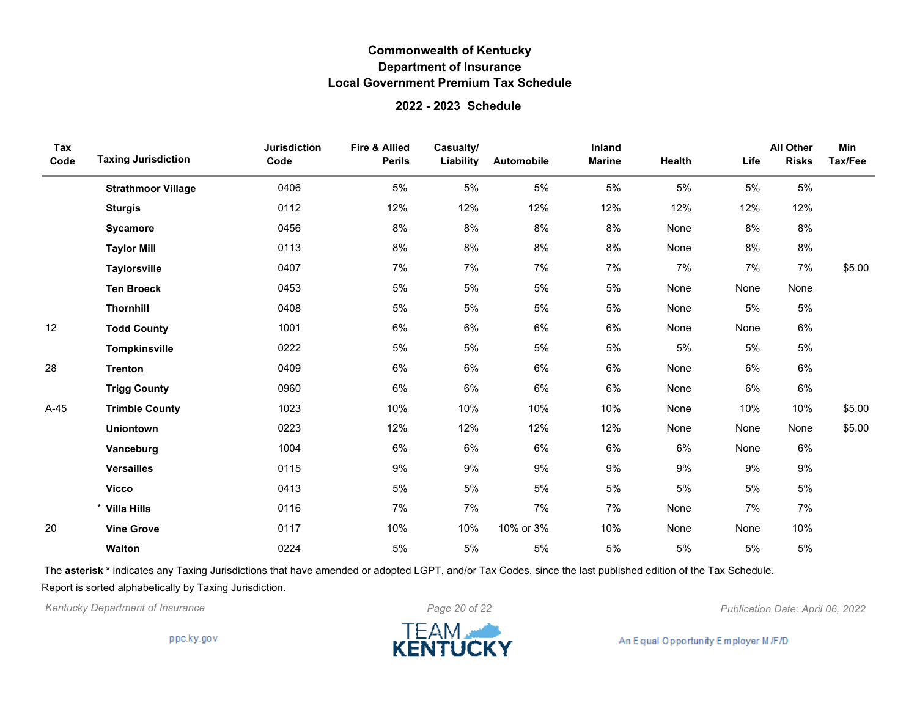# Commonwealth of Kentucky
## Department of Insurance
## Local Government Premium Tax Schedule

### 2022 - 2023 Schedule

| Tax Code | Taxing Jurisdiction | Jurisdiction Code | Fire & Allied Perils | Casualty/ Liability | Automobile | Inland Marine | Health | Life | All Other Risks | Min Tax/Fee |
|---|---|---|---|---|---|---|---|---|---|---|
| | **Strathmoor Village** | 0406 | 5% | 5% | 5% | 5% | 5% | 5% | 5% | |
| | **Sturgis** | 0112 | 12% | 12% | 12% | 12% | 12% | 12% | 12% | |
| | **Sycamore** | 0456 | 8% | 8% | 8% | 8% | None | 8% | 8% | |
| | **Taylor Mill** | 0113 | 8% | 8% | 8% | 8% | None | 8% | 8% | |
| | **Taylorsville** | 0407 | 7% | 7% | 7% | 7% | 7% | 7% | 7% | $5.00 |
| | **Ten Broeck** | 0453 | 5% | 5% | 5% | 5% | None | None | None | |
| | **Thornhill** | 0408 | 5% | 5% | 5% | 5% | None | 5% | 5% | |
| 12 | **Todd County** | 1001 | 6% | 6% | 6% | 6% | None | None | 6% | |
| | **Tompkinsville** | 0222 | 5% | 5% | 5% | 5% | 5% | 5% | 5% | |
| 28 | **Trenton** | 0409 | 6% | 6% | 6% | 6% | None | 6% | 6% | |
| | **Trigg County** | 0960 | 6% | 6% | 6% | 6% | None | 6% | 6% | |
| A-45 | **Trimble County** | 1023 | 10% | 10% | 10% | 10% | None | 10% | 10% | $5.00 |
| | **Uniontown** | 0223 | 12% | 12% | 12% | 12% | None | None | None | $5.00 |
| | **Vanceburg** | 1004 | 6% | 6% | 6% | 6% | 6% | None | 6% | |
| | **Versailles** | 0115 | 9% | 9% | 9% | 9% | 9% | 9% | 9% | |
| | **Vicco** | 0413 | 5% | 5% | 5% | 5% | 5% | 5% | 5% | |
| | * **Villa Hills** | 0116 | 7% | 7% | 7% | 7% | None | 7% | 7% | |
| 20 | **Vine Grove** | 0117 | 10% | 10% | 10% or 3% | 10% | None | None | 10% | |
| | **Walton** | 0224 | 5% | 5% | 5% | 5% | 5% | 5% | 5% | |

The **asterisk *** indicates any Taxing Jurisdictions that have amended or adopted LGPT, and/or Tax Codes, since the last published edition of the Tax Schedule.

Report is sorted alphabetically by Taxing Jurisdiction.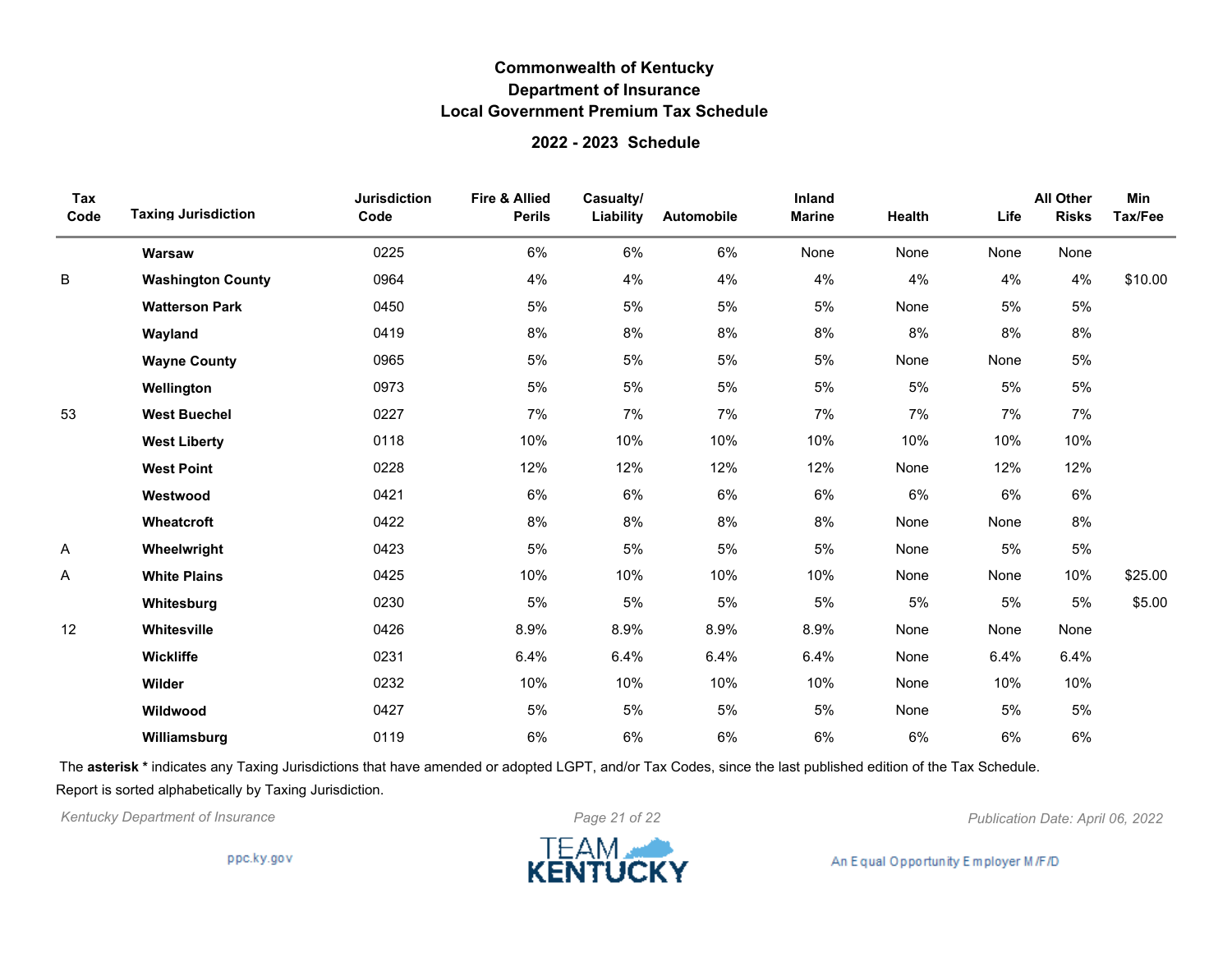# Commonwealth of Kentucky
## Department of Insurance
## Local Government Premium Tax Schedule

### 2022 - 2023 Schedule

| Tax Code | Taxing Jurisdiction | Jurisdiction Code | Fire & Allied Perils | Casualty/ Liability | Automobile | Inland Marine | Health | Life | All Other Risks | Min Tax/Fee |
|---|---|---|---|---|---|---|---|---|---|---|
| | **Warsaw** | 0225 | 6% | 6% | 6% | None | None | None | None | |
| B | **Washington County** | 0964 | 4% | 4% | 4% | 4% | 4% | 4% | 4% | $10.00 |
| | **Watterson Park** | 0450 | 5% | 5% | 5% | 5% | None | 5% | 5% | |
| | **Wayland** | 0419 | 8% | 8% | 8% | 8% | 8% | 8% | 8% | |
| | **Wayne County** | 0965 | 5% | 5% | 5% | 5% | None | None | 5% | |
| | **Wellington** | 0973 | 5% | 5% | 5% | 5% | 5% | 5% | 5% | |
| 53 | **West Buechel** | 0227 | 7% | 7% | 7% | 7% | 7% | 7% | 7% | |
| | **West Liberty** | 0118 | 10% | 10% | 10% | 10% | 10% | 10% | 10% | |
| | **West Point** | 0228 | 12% | 12% | 12% | 12% | None | 12% | 12% | |
| | **Westwood** | 0421 | 6% | 6% | 6% | 6% | 6% | 6% | 6% | |
| | **Wheatcroft** | 0422 | 8% | 8% | 8% | 8% | None | None | 8% | |
| A | **Wheelwright** | 0423 | 5% | 5% | 5% | 5% | None | 5% | 5% | |
| A | **White Plains** | 0425 | 10% | 10% | 10% | 10% | None | None | 10% | $25.00 |
| | **Whitesburg** | 0230 | 5% | 5% | 5% | 5% | 5% | 5% | 5% | $5.00 |
| 12 | **Whitesville** | 0426 | 8.9% | 8.9% | 8.9% | 8.9% | None | None | None | |
| | **Wickliffe** | 0231 | 6.4% | 6.4% | 6.4% | 6.4% | None | 6.4% | 6.4% | |
| | **Wilder** | 0232 | 10% | 10% | 10% | 10% | None | 10% | 10% | |
| | **Wildwood** | 0427 | 5% | 5% | 5% | 5% | None | 5% | 5% | |
| | **Williamsburg** | 0119 | 6% | 6% | 6% | 6% | 6% | 6% | 6% | |

The **asterisk \*** indicates any Taxing Jurisdictions that have amended or adopted LGPT, and/or Tax Codes, since the last published edition of the Tax Schedule.

Report is sorted alphabetically by Taxing Jurisdiction.

*Kentucky Department of Insurance* — *Publication Date: April 06, 2022*

ppc.ky.gov

TEAM KENTUCKY

An Equal Opportunity Employer M/F/D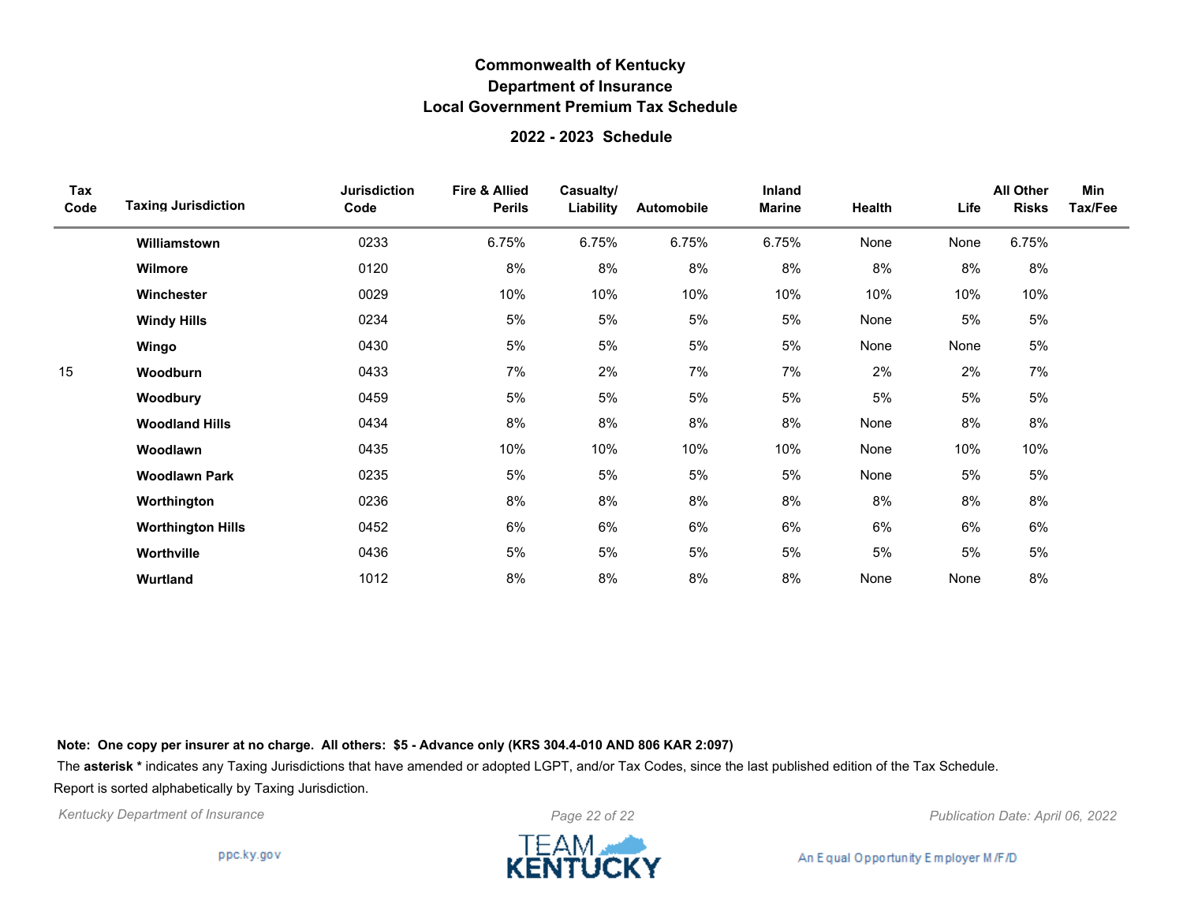**Commonwealth of Kentucky**
**Department of Insurance**
**Local Government Premium Tax Schedule**

**2022 - 2023 Schedule**

| Tax Code | Taxing Jurisdiction | Jurisdiction Code | Fire & Allied Perils | Casualty/ Liability | Automobile | Inland Marine | Health | Life | All Other Risks | Min Tax/Fee |
|---|---|---|---|---|---|---|---|---|---|---|
| | **Williamstown** | 0233 | 6.75% | 6.75% | 6.75% | 6.75% | None | None | 6.75% | |
| | **Wilmore** | 0120 | 8% | 8% | 8% | 8% | 8% | 8% | 8% | |
| | **Winchester** | 0029 | 10% | 10% | 10% | 10% | 10% | 10% | 10% | |
| | **Windy Hills** | 0234 | 5% | 5% | 5% | 5% | None | 5% | 5% | |
| | **Wingo** | 0430 | 5% | 5% | 5% | 5% | None | None | 5% | |
| 15 | **Woodburn** | 0433 | 7% | 2% | 7% | 7% | 2% | 2% | 7% | |
| | **Woodbury** | 0459 | 5% | 5% | 5% | 5% | 5% | 5% | 5% | |
| | **Woodland Hills** | 0434 | 8% | 8% | 8% | 8% | None | 8% | 8% | |
| | **Woodlawn** | 0435 | 10% | 10% | 10% | 10% | None | 10% | 10% | |
| | **Woodlawn Park** | 0235 | 5% | 5% | 5% | 5% | None | 5% | 5% | |
| | **Worthington** | 0236 | 8% | 8% | 8% | 8% | 8% | 8% | 8% | |
| | **Worthington Hills** | 0452 | 6% | 6% | 6% | 6% | 6% | 6% | 6% | |
| | **Worthville** | 0436 | 5% | 5% | 5% | 5% | 5% | 5% | 5% | |
| | **Wurtland** | 1012 | 8% | 8% | 8% | 8% | None | None | 8% | |

**Note: One copy per insurer at no charge. All others: $5 - Advance only (KRS 304.4-010 AND 806 KAR 2:097)**

The **asterisk *** indicates any Taxing Jurisdictions that have amended or adopted LGPT, and/or Tax Codes, since the last published edition of the Tax Schedule.

Report is sorted alphabetically by Taxing Jurisdiction.

*Kentucky Department of Insurance*

*Publication Date: April 06, 2022*